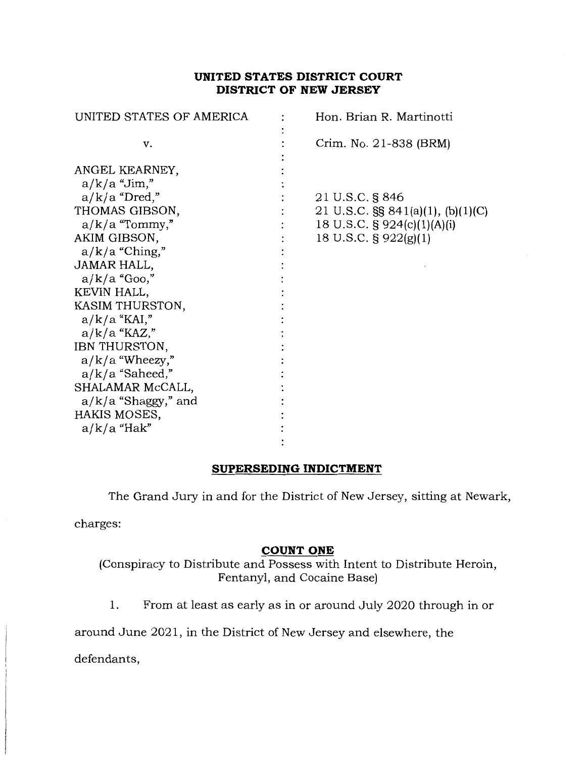**UNITED STATES DISTRICT COURT**
**DISTRICT OF NEW JERSEY**

| | | |
|---|---|---|
| UNITED STATES OF AMERICA | : | Hon. Brian R. Martinotti |
| | : | |
| v. | : | Crim. No. 21-838 (BRM) |
| | : | |
| ANGEL KEARNEY, | : | |
| a/k/a "Jim," | : | |
| a/k/a "Dred," | : | 21 U.S.C. § 846 |
| THOMAS GIBSON, | : | 21 U.S.C. §§ 841(a)(1), (b)(1)(C) |
| a/k/a "Tommy," | : | 18 U.S.C. § 924(c)(1)(A)(i) |
| AKIM GIBSON, | : | 18 U.S.C. § 922(g)(1) |
| a/k/a "Ching," | : | |
| JAMAR HALL, | : | |
| a/k/a "Goo," | : | |
| KEVIN HALL, | : | |
| KASIM THURSTON, | : | |
| a/k/a "KAI," | : | |
| a/k/a "KAZ," | : | |
| IBN THURSTON, | : | |
| a/k/a "Wheezy," | : | |
| a/k/a "Saheed," | : | |
| SHALAMAR McCALL, | : | |
| a/k/a "Shaggy," and | : | |
| HAKIS MOSES, | : | |
| a/k/a "Hak" | : | |

**SUPERSEDING INDICTMENT**

The Grand Jury in and for the District of New Jersey, sitting at Newark, charges:

**COUNT ONE**

(Conspiracy to Distribute and Possess with Intent to Distribute Heroin, Fentanyl, and Cocaine Base)

1. From at least as early as in or around July 2020 through in or around June 2021, in the District of New Jersey and elsewhere, the defendants,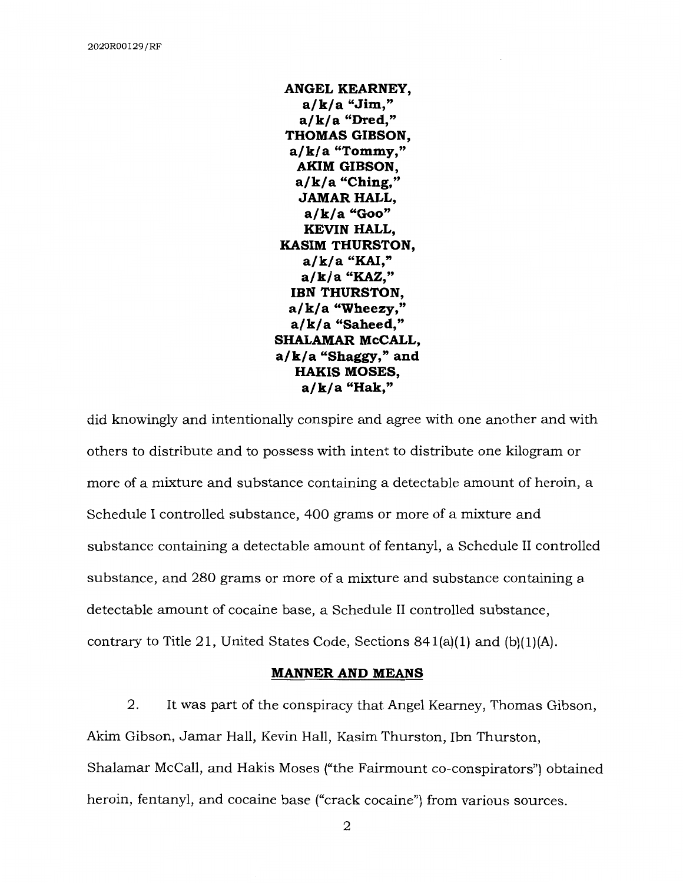**ANGEL KEARNEY,**
**a/k/a "Jim,"**
**a/k/a "Dred,"**
**THOMAS GIBSON,**
**a/k/a "Tommy,"**
**AKIM GIBSON,**
**a/k/a "Ching,"**
**JAMAR HALL,**
**a/k/a "Goo"**
**KEVIN HALL,**
**KASIM THURSTON,**
**a/k/a "KAI,"**
**a/k/a "KAZ,"**
**IBN THURSTON,**
**a/k/a "Wheezy,"**
**a/k/a "Saheed,"**
**SHALAMAR McCALL,**
**a/k/a "Shaggy," and**
**HAKIS MOSES,**
**a/k/a "Hak,"**

did knowingly and intentionally conspire and agree with one another and with others to distribute and to possess with intent to distribute one kilogram or more of a mixture and substance containing a detectable amount of heroin, a Schedule I controlled substance, 400 grams or more of a mixture and substance containing a detectable amount of fentanyl, a Schedule II controlled substance, and 280 grams or more of a mixture and substance containing a detectable amount of cocaine base, a Schedule II controlled substance, contrary to Title 21, United States Code, Sections 841(a)(1) and (b)(1)(A).

## MANNER AND MEANS

2. It was part of the conspiracy that Angel Kearney, Thomas Gibson, Akim Gibson, Jamar Hall, Kevin Hall, Kasim Thurston, Ibn Thurston, Shalamar McCall, and Hakis Moses ("the Fairmount co-conspirators") obtained heroin, fentanyl, and cocaine base ("crack cocaine") from various sources.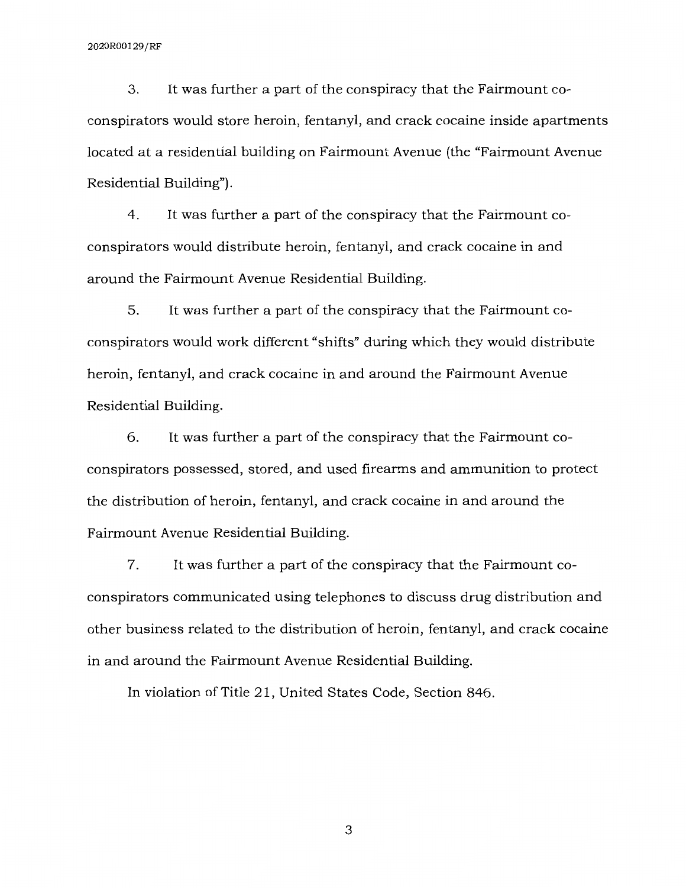3. It was further a part of the conspiracy that the Fairmount co-conspirators would store heroin, fentanyl, and crack cocaine inside apartments located at a residential building on Fairmount Avenue (the "Fairmount Avenue Residential Building").

4. It was further a part of the conspiracy that the Fairmount co-conspirators would distribute heroin, fentanyl, and crack cocaine in and around the Fairmount Avenue Residential Building.

5. It was further a part of the conspiracy that the Fairmount co-conspirators would work different "shifts" during which they would distribute heroin, fentanyl, and crack cocaine in and around the Fairmount Avenue Residential Building.

6. It was further a part of the conspiracy that the Fairmount co-conspirators possessed, stored, and used firearms and ammunition to protect the distribution of heroin, fentanyl, and crack cocaine in and around the Fairmount Avenue Residential Building.

7. It was further a part of the conspiracy that the Fairmount co-conspirators communicated using telephones to discuss drug distribution and other business related to the distribution of heroin, fentanyl, and crack cocaine in and around the Fairmount Avenue Residential Building.

In violation of Title 21, United States Code, Section 846.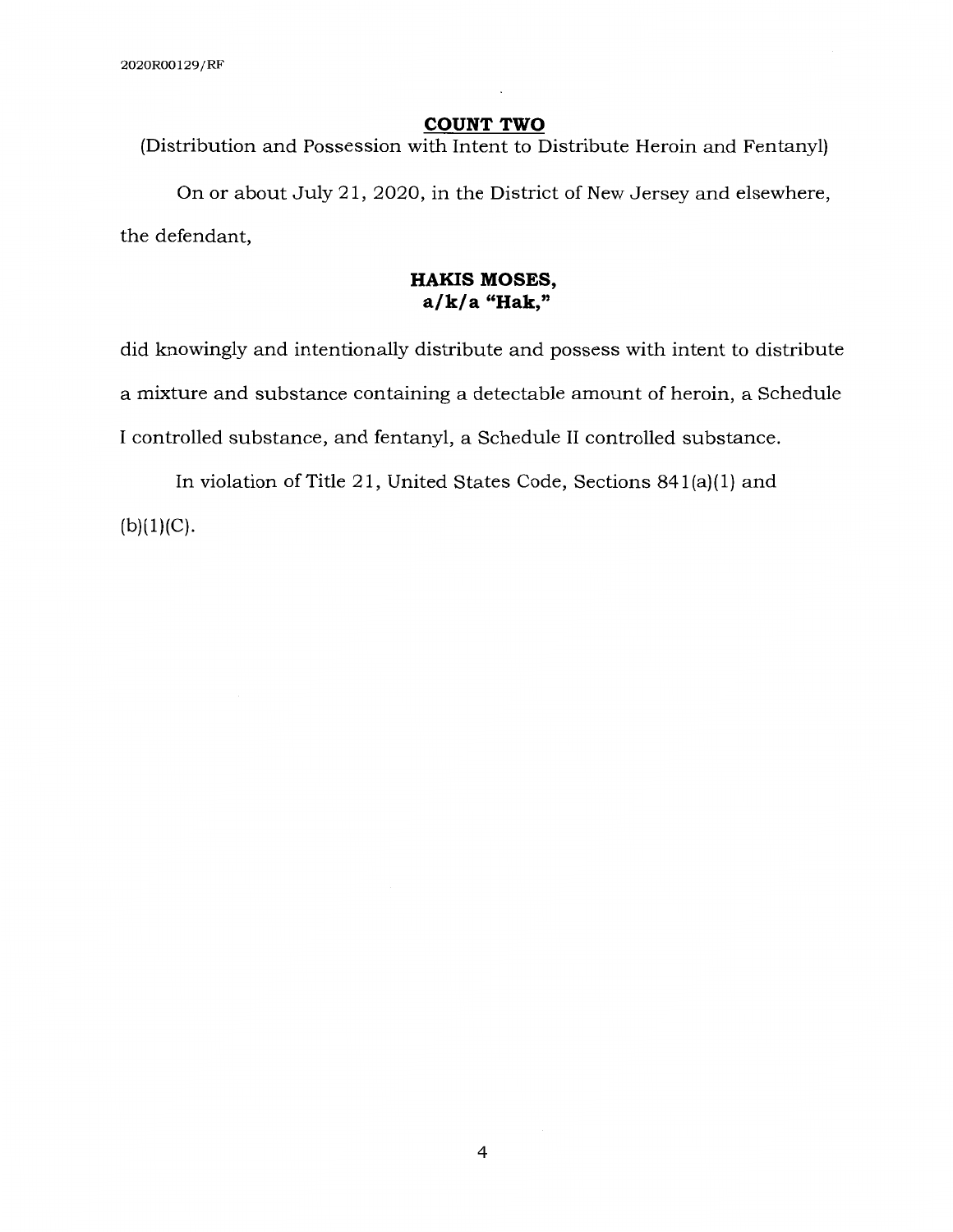## COUNT TWO

(Distribution and Possession with Intent to Distribute Heroin and Fentanyl)

On or about July 21, 2020, in the District of New Jersey and elsewhere, the defendant,

**HAKIS MOSES,**
**a/k/a "Hak,"**

did knowingly and intentionally distribute and possess with intent to distribute a mixture and substance containing a detectable amount of heroin, a Schedule I controlled substance, and fentanyl, a Schedule II controlled substance.

In violation of Title 21, United States Code, Sections 841(a)(1) and (b)(1)(C).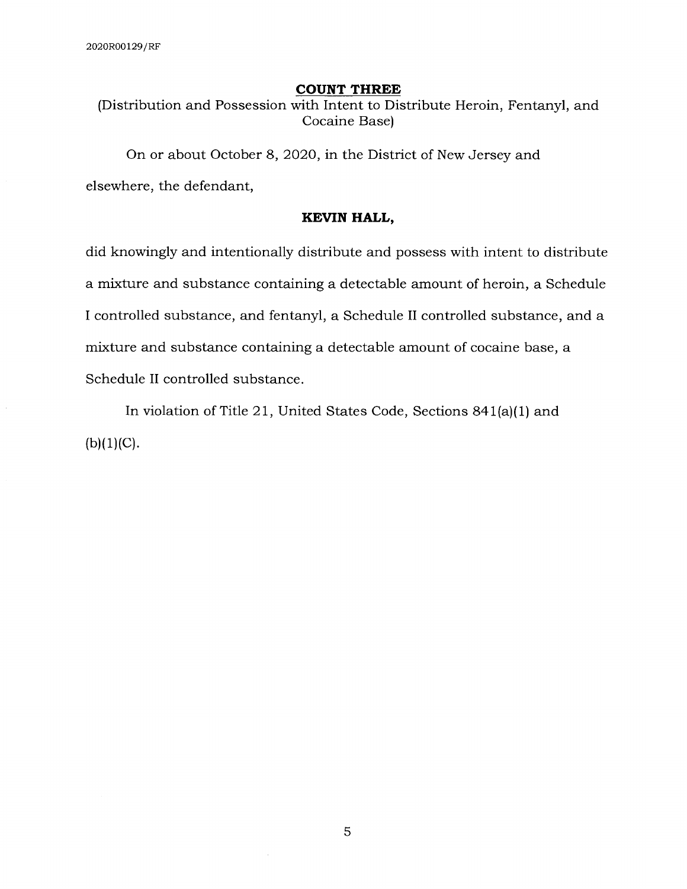## COUNT THREE

(Distribution and Possession with Intent to Distribute Heroin, Fentanyl, and Cocaine Base)

On or about October 8, 2020, in the District of New Jersey and elsewhere, the defendant,

**KEVIN HALL,**

did knowingly and intentionally distribute and possess with intent to distribute a mixture and substance containing a detectable amount of heroin, a Schedule I controlled substance, and fentanyl, a Schedule II controlled substance, and a mixture and substance containing a detectable amount of cocaine base, a Schedule II controlled substance.

In violation of Title 21, United States Code, Sections 841(a)(1) and (b)(1)(C).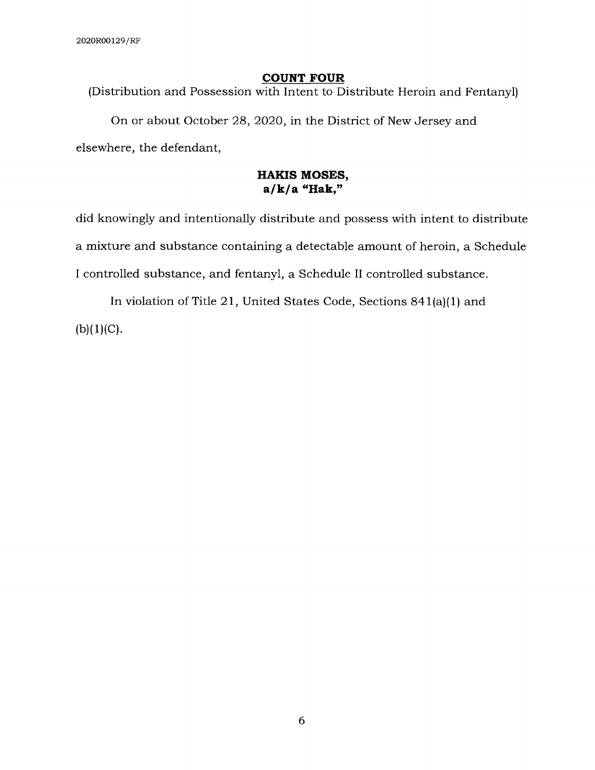## COUNT FOUR

(Distribution and Possession with Intent to Distribute Heroin and Fentanyl)

On or about October 28, 2020, in the District of New Jersey and elsewhere, the defendant,

**HAKIS MOSES,**
**a/k/a "Hak,"**

did knowingly and intentionally distribute and possess with intent to distribute a mixture and substance containing a detectable amount of heroin, a Schedule I controlled substance, and fentanyl, a Schedule II controlled substance.

In violation of Title 21, United States Code, Sections 841(a)(1) and (b)(1)(C).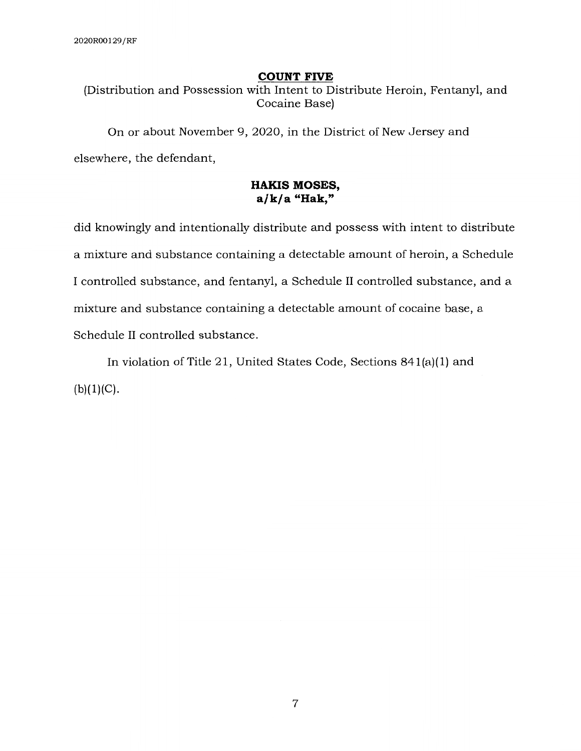**COUNT FIVE**

(Distribution and Possession with Intent to Distribute Heroin, Fentanyl, and Cocaine Base)

On or about November 9, 2020, in the District of New Jersey and elsewhere, the defendant,

**HAKIS MOSES,**
**a/k/a "Hak,"**

did knowingly and intentionally distribute and possess with intent to distribute a mixture and substance containing a detectable amount of heroin, a Schedule I controlled substance, and fentanyl, a Schedule II controlled substance, and a mixture and substance containing a detectable amount of cocaine base, a Schedule II controlled substance.

In violation of Title 21, United States Code, Sections 841(a)(1) and (b)(1)(C).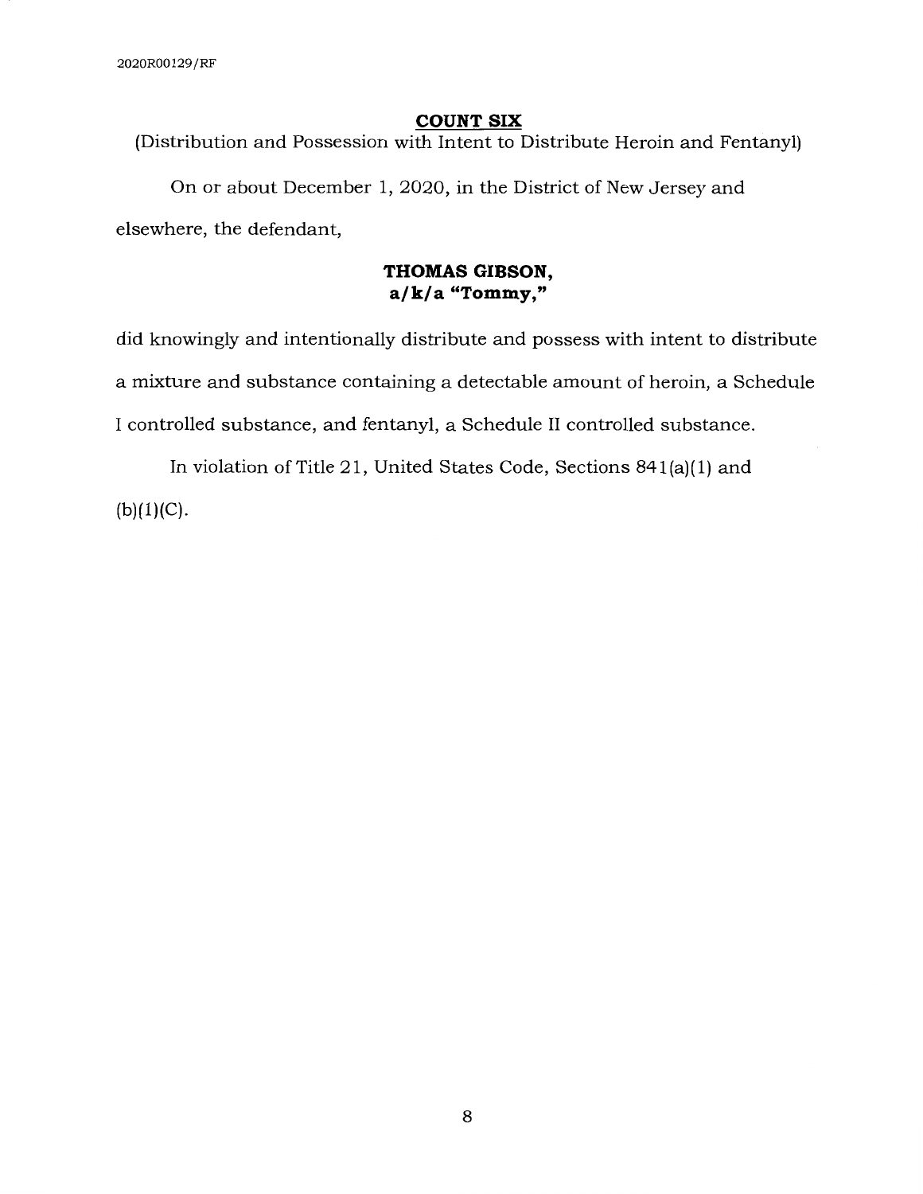## COUNT SIX

(Distribution and Possession with Intent to Distribute Heroin and Fentanyl)

On or about December 1, 2020, in the District of New Jersey and elsewhere, the defendant,

**THOMAS GIBSON,**
**a/k/a "Tommy,"**

did knowingly and intentionally distribute and possess with intent to distribute a mixture and substance containing a detectable amount of heroin, a Schedule I controlled substance, and fentanyl, a Schedule II controlled substance.

In violation of Title 21, United States Code, Sections 841(a)(1) and (b)(1)(C).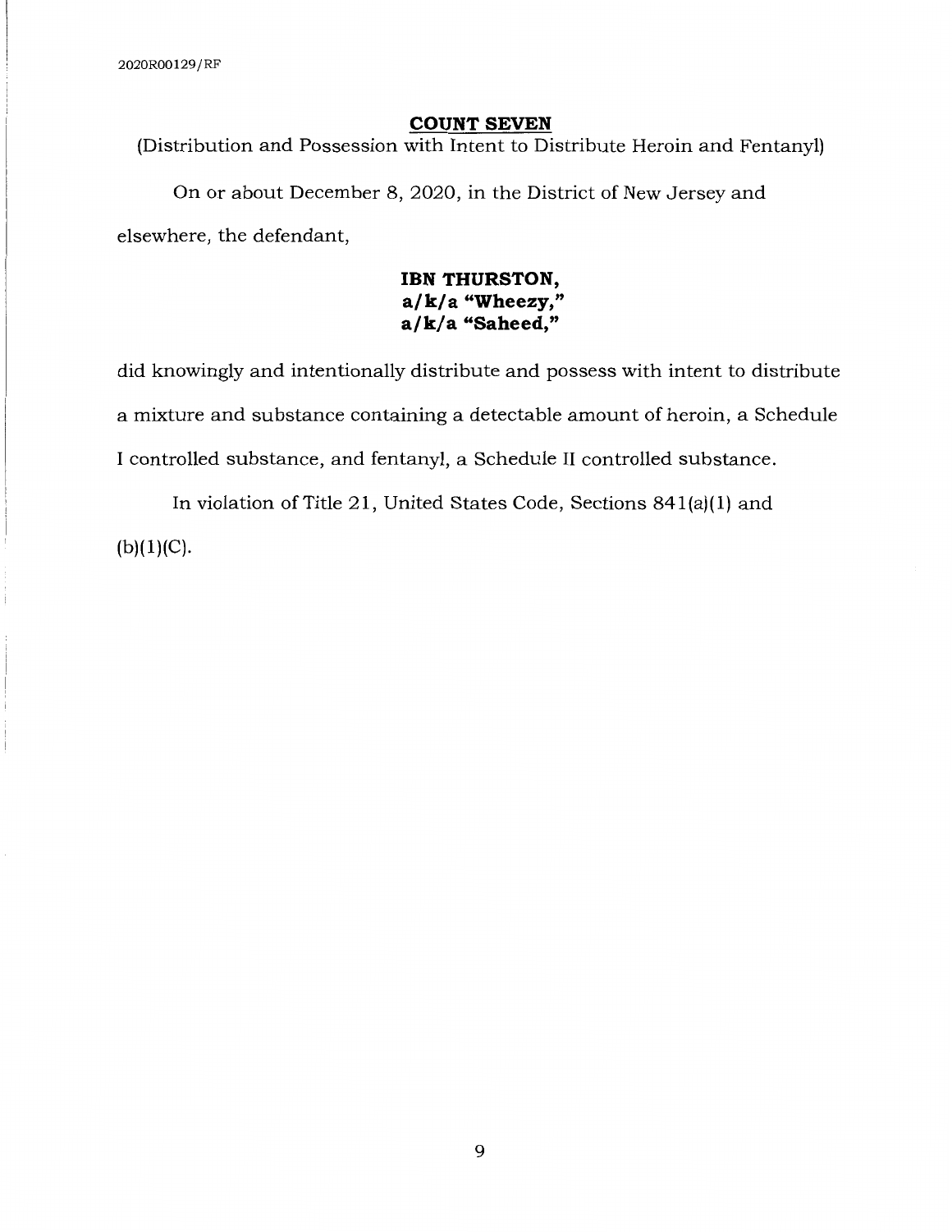## COUNT SEVEN

(Distribution and Possession with Intent to Distribute Heroin and Fentanyl)

On or about December 8, 2020, in the District of New Jersey and elsewhere, the defendant,

**IBN THURSTON,**
**a/k/a "Wheezy,"**
**a/k/a "Saheed,"**

did knowingly and intentionally distribute and possess with intent to distribute a mixture and substance containing a detectable amount of heroin, a Schedule I controlled substance, and fentanyl, a Schedule II controlled substance.

In violation of Title 21, United States Code, Sections 841(a)(1) and (b)(1)(C).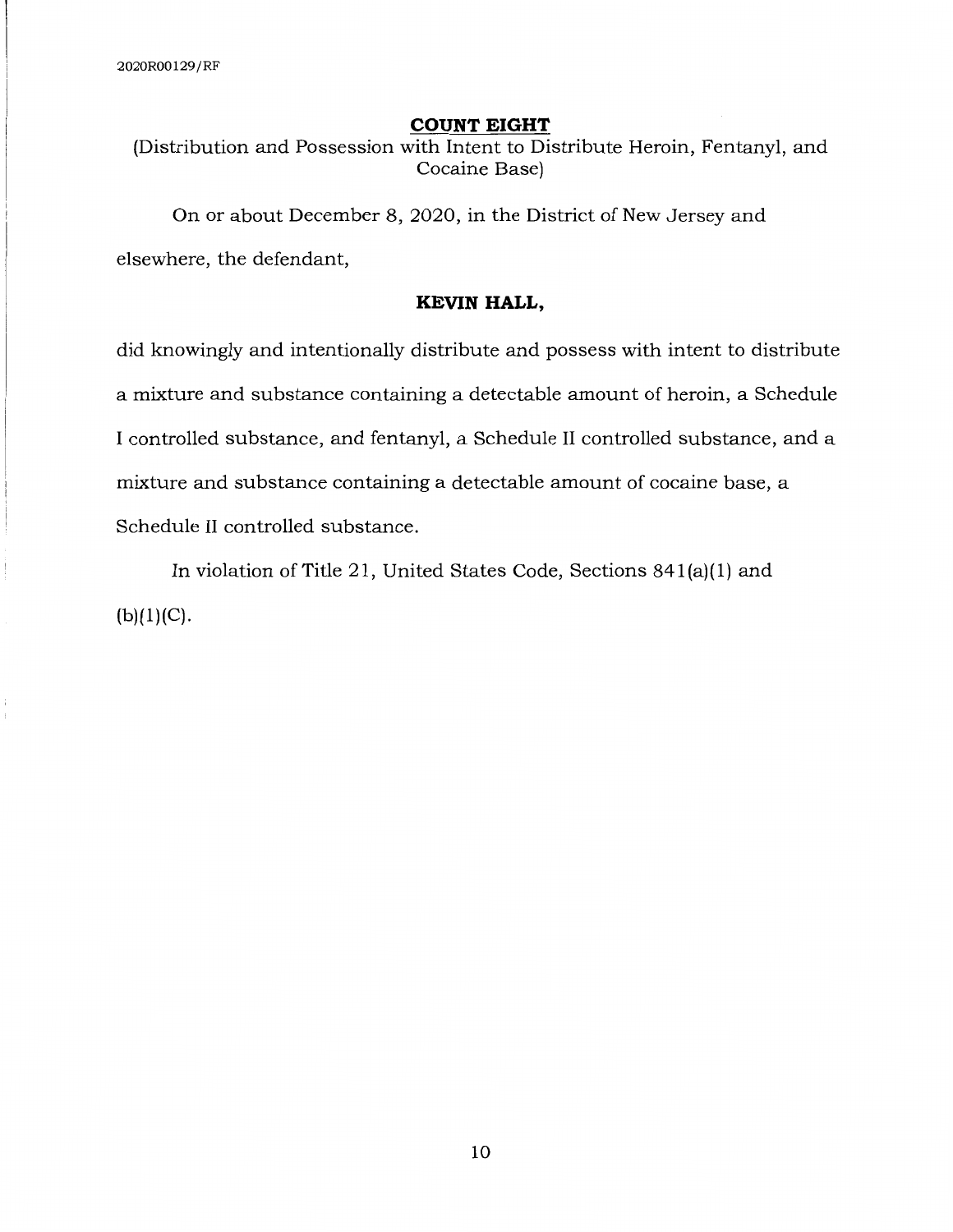## COUNT EIGHT

(Distribution and Possession with Intent to Distribute Heroin, Fentanyl, and Cocaine Base)

On or about December 8, 2020, in the District of New Jersey and elsewhere, the defendant,

**KEVIN HALL,**

did knowingly and intentionally distribute and possess with intent to distribute a mixture and substance containing a detectable amount of heroin, a Schedule I controlled substance, and fentanyl, a Schedule II controlled substance, and a mixture and substance containing a detectable amount of cocaine base, a Schedule II controlled substance.

In violation of Title 21, United States Code, Sections 841(a)(1) and (b)(1)(C).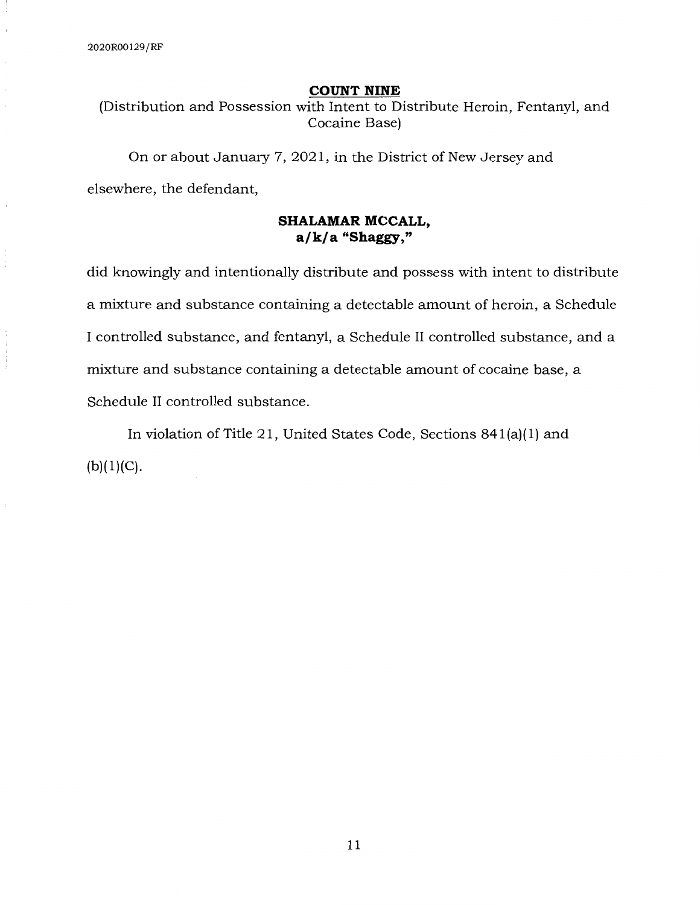## COUNT NINE

(Distribution and Possession with Intent to Distribute Heroin, Fentanyl, and Cocaine Base)

On or about January 7, 2021, in the District of New Jersey and elsewhere, the defendant,

**SHALAMAR MCCALL,**
**a/k/a "Shaggy,"**

did knowingly and intentionally distribute and possess with intent to distribute a mixture and substance containing a detectable amount of heroin, a Schedule I controlled substance, and fentanyl, a Schedule II controlled substance, and a mixture and substance containing a detectable amount of cocaine base, a Schedule II controlled substance.

In violation of Title 21, United States Code, Sections 841(a)(1) and (b)(1)(C).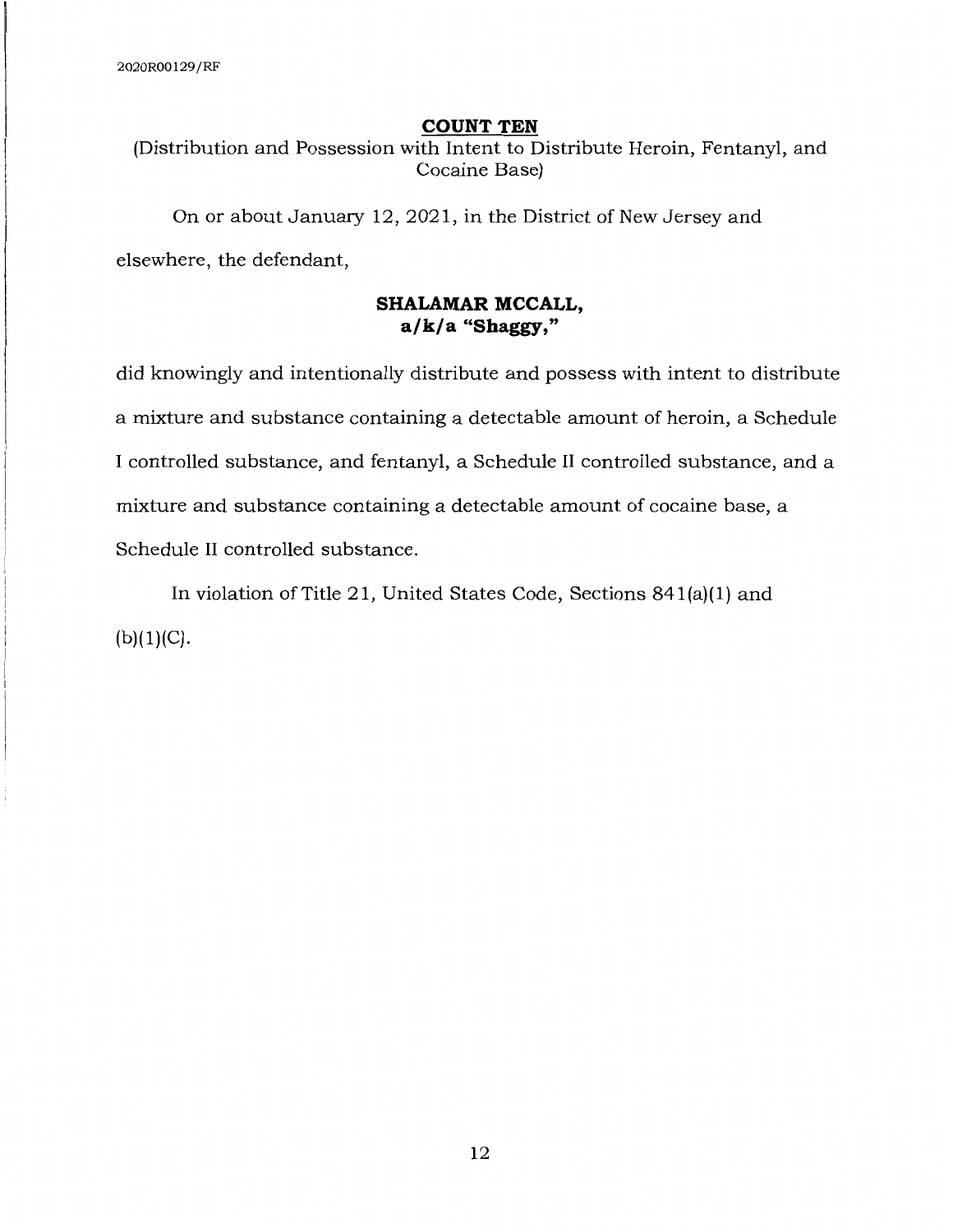## COUNT TEN

(Distribution and Possession with Intent to Distribute Heroin, Fentanyl, and Cocaine Base)

On or about January 12, 2021, in the District of New Jersey and elsewhere, the defendant,

**SHALAMAR MCCALL,**
**a/k/a "Shaggy,"**

did knowingly and intentionally distribute and possess with intent to distribute a mixture and substance containing a detectable amount of heroin, a Schedule I controlled substance, and fentanyl, a Schedule II controlled substance, and a mixture and substance containing a detectable amount of cocaine base, a Schedule II controlled substance.

In violation of Title 21, United States Code, Sections 841(a)(1) and (b)(1)(C).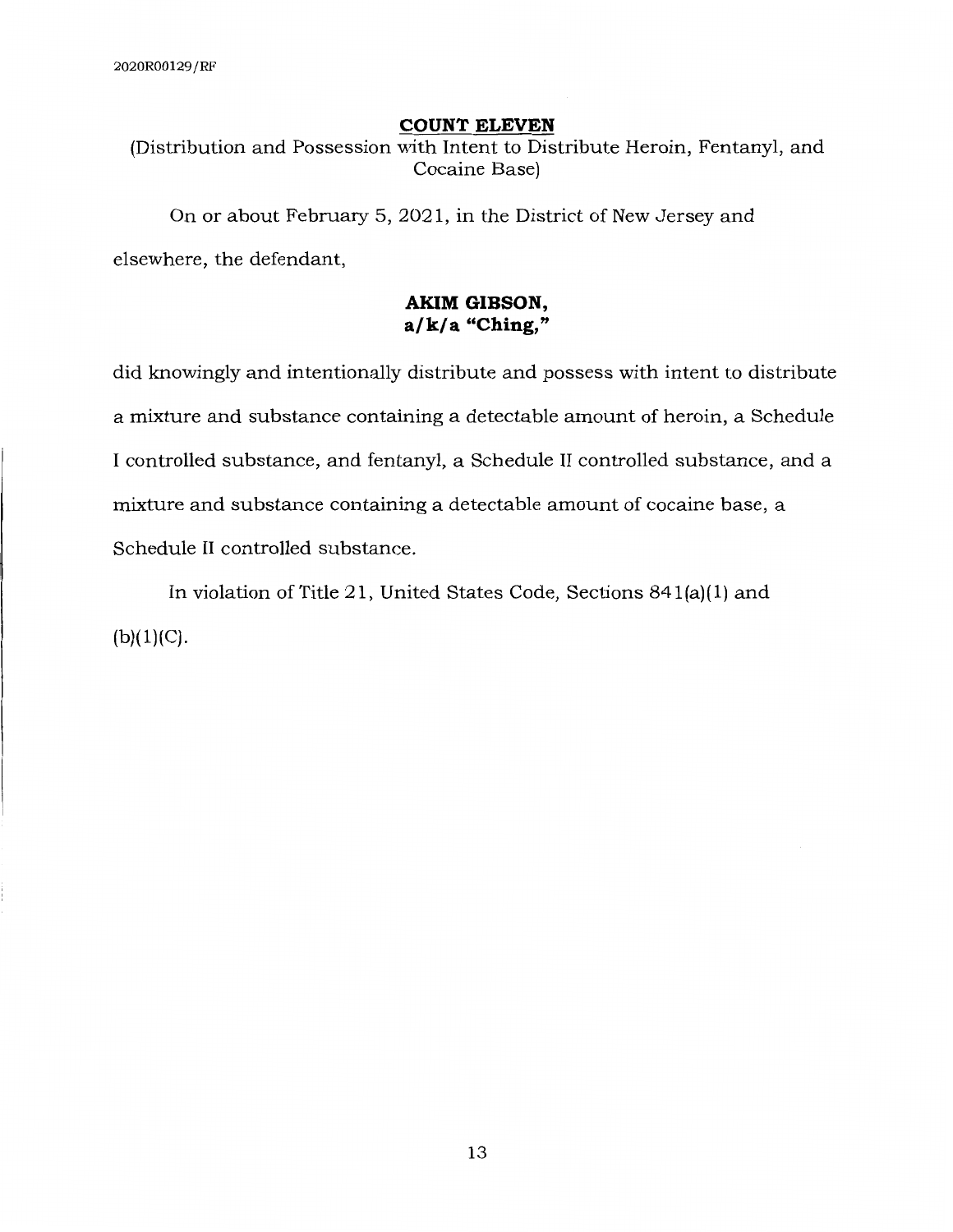## COUNT ELEVEN

(Distribution and Possession with Intent to Distribute Heroin, Fentanyl, and Cocaine Base)

On or about February 5, 2021, in the District of New Jersey and elsewhere, the defendant,

**AKIM GIBSON,**
**a/k/a "Ching,"**

did knowingly and intentionally distribute and possess with intent to distribute a mixture and substance containing a detectable amount of heroin, a Schedule I controlled substance, and fentanyl, a Schedule II controlled substance, and a mixture and substance containing a detectable amount of cocaine base, a Schedule II controlled substance.

In violation of Title 21, United States Code, Sections 841(a)(1) and (b)(1)(C).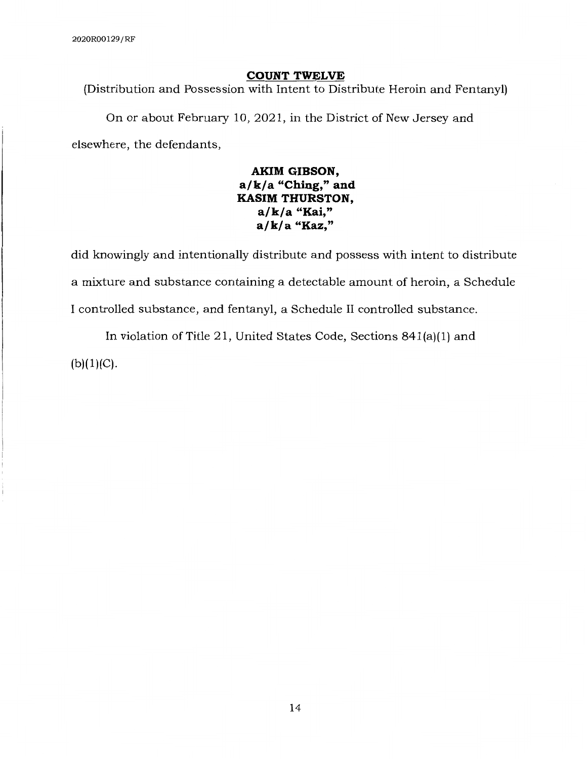## COUNT TWELVE

(Distribution and Possession with Intent to Distribute Heroin and Fentanyl)

On or about February 10, 2021, in the District of New Jersey and elsewhere, the defendants,

**AKIM GIBSON,**
**a/k/a "Ching," and**
**KASIM THURSTON,**
**a/k/a "Kai,"**
**a/k/a "Kaz,"**

did knowingly and intentionally distribute and possess with intent to distribute a mixture and substance containing a detectable amount of heroin, a Schedule I controlled substance, and fentanyl, a Schedule II controlled substance.

In violation of Title 21, United States Code, Sections 841(a)(1) and (b)(1)(C).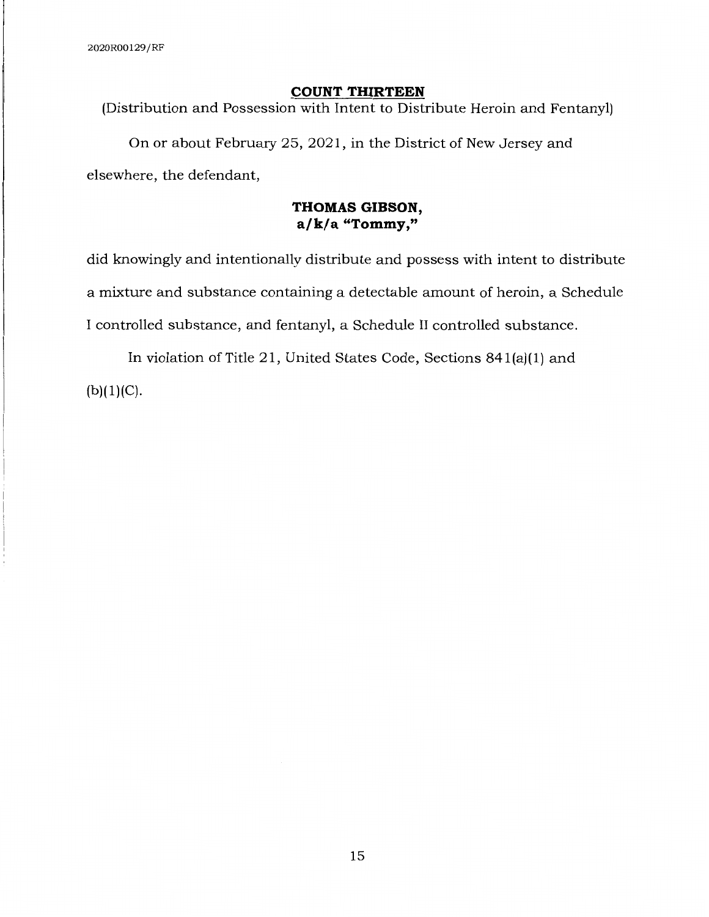## COUNT THIRTEEN

(Distribution and Possession with Intent to Distribute Heroin and Fentanyl)

On or about February 25, 2021, in the District of New Jersey and elsewhere, the defendant,

**THOMAS GIBSON,**
**a/k/a "Tommy,"**

did knowingly and intentionally distribute and possess with intent to distribute a mixture and substance containing a detectable amount of heroin, a Schedule I controlled substance, and fentanyl, a Schedule II controlled substance.

In violation of Title 21, United States Code, Sections 841(a)(1) and (b)(1)(C).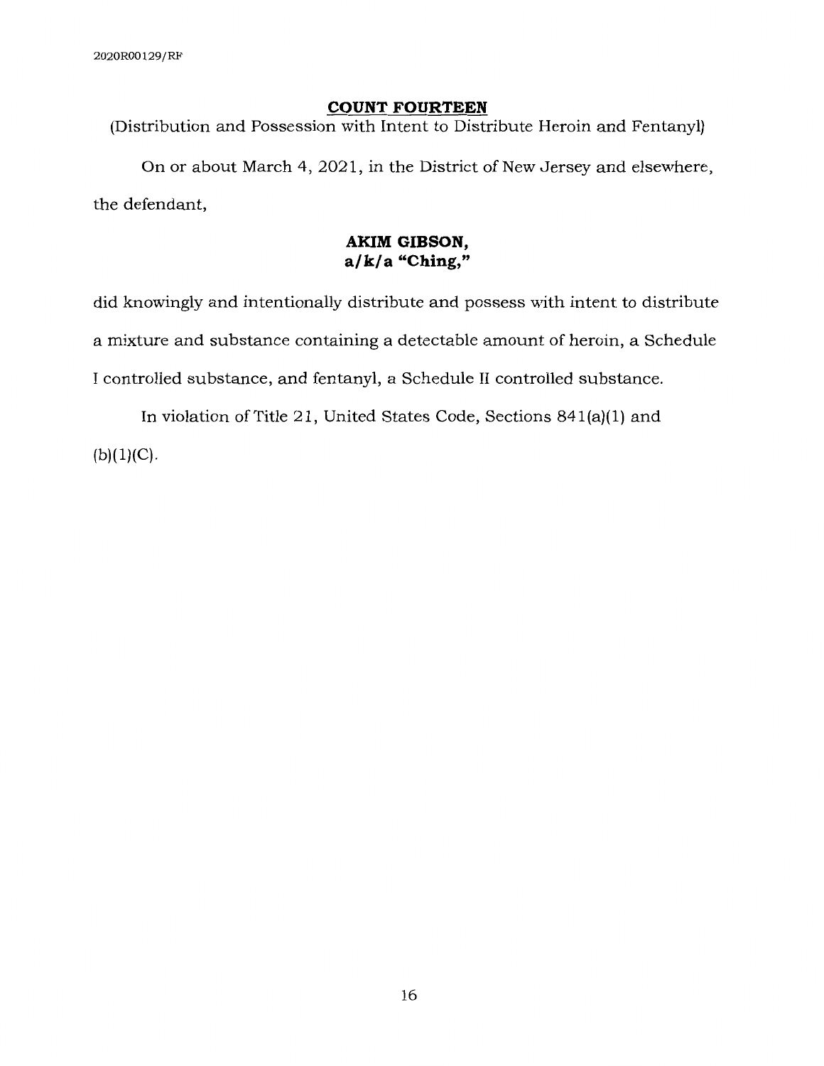## COUNT FOURTEEN

(Distribution and Possession with Intent to Distribute Heroin and Fentanyl)

On or about March 4, 2021, in the District of New Jersey and elsewhere, the defendant,

**AKIM GIBSON,**
**a/k/a "Ching,"**

did knowingly and intentionally distribute and possess with intent to distribute a mixture and substance containing a detectable amount of heroin, a Schedule I controlled substance, and fentanyl, a Schedule II controlled substance.

In violation of Title 21, United States Code, Sections 841(a)(1) and (b)(1)(C).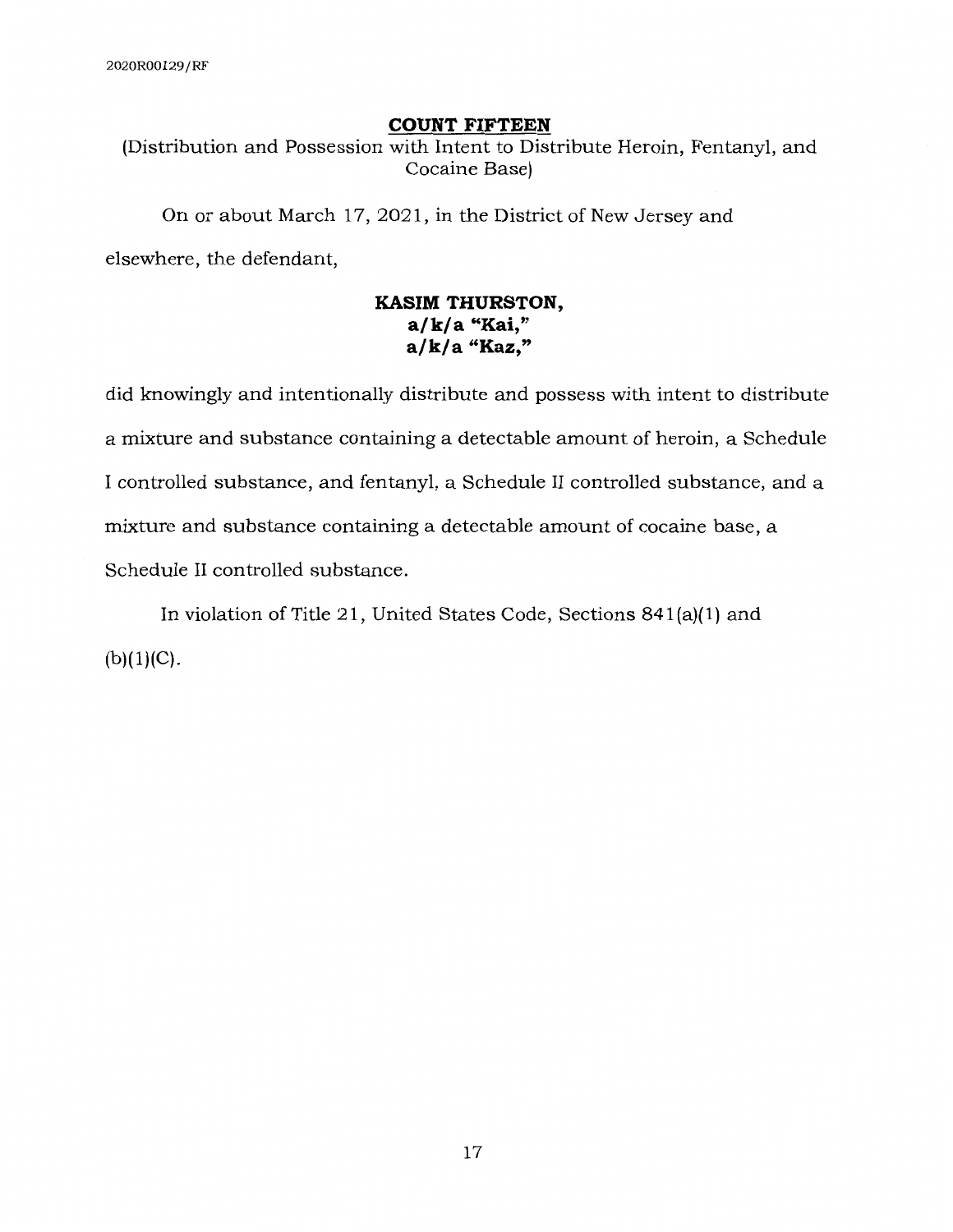## COUNT FIFTEEN

(Distribution and Possession with Intent to Distribute Heroin, Fentanyl, and Cocaine Base)

On or about March 17, 2021, in the District of New Jersey and elsewhere, the defendant,

**KASIM THURSTON,**
**a/k/a "Kai,"**
**a/k/a "Kaz,"**

did knowingly and intentionally distribute and possess with intent to distribute a mixture and substance containing a detectable amount of heroin, a Schedule I controlled substance, and fentanyl, a Schedule II controlled substance, and a mixture and substance containing a detectable amount of cocaine base, a Schedule II controlled substance.

In violation of Title 21, United States Code, Sections 841(a)(1) and (b)(1)(C).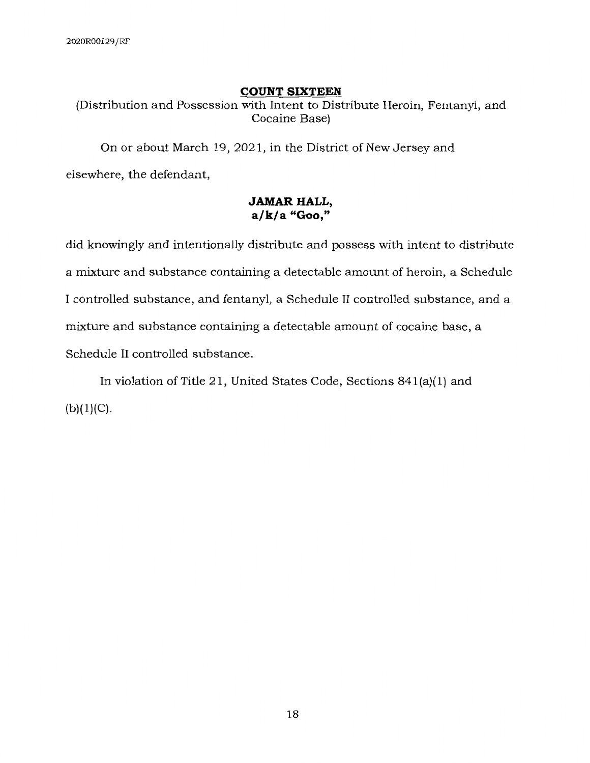## COUNT SIXTEEN

(Distribution and Possession with Intent to Distribute Heroin, Fentanyl, and Cocaine Base)

On or about March 19, 2021, in the District of New Jersey and elsewhere, the defendant,

**JAMAR HALL,**
**a/k/a "Goo,"**

did knowingly and intentionally distribute and possess with intent to distribute a mixture and substance containing a detectable amount of heroin, a Schedule I controlled substance, and fentanyl, a Schedule II controlled substance, and a mixture and substance containing a detectable amount of cocaine base, a Schedule II controlled substance.

In violation of Title 21, United States Code, Sections 841(a)(1) and (b)(1)(C).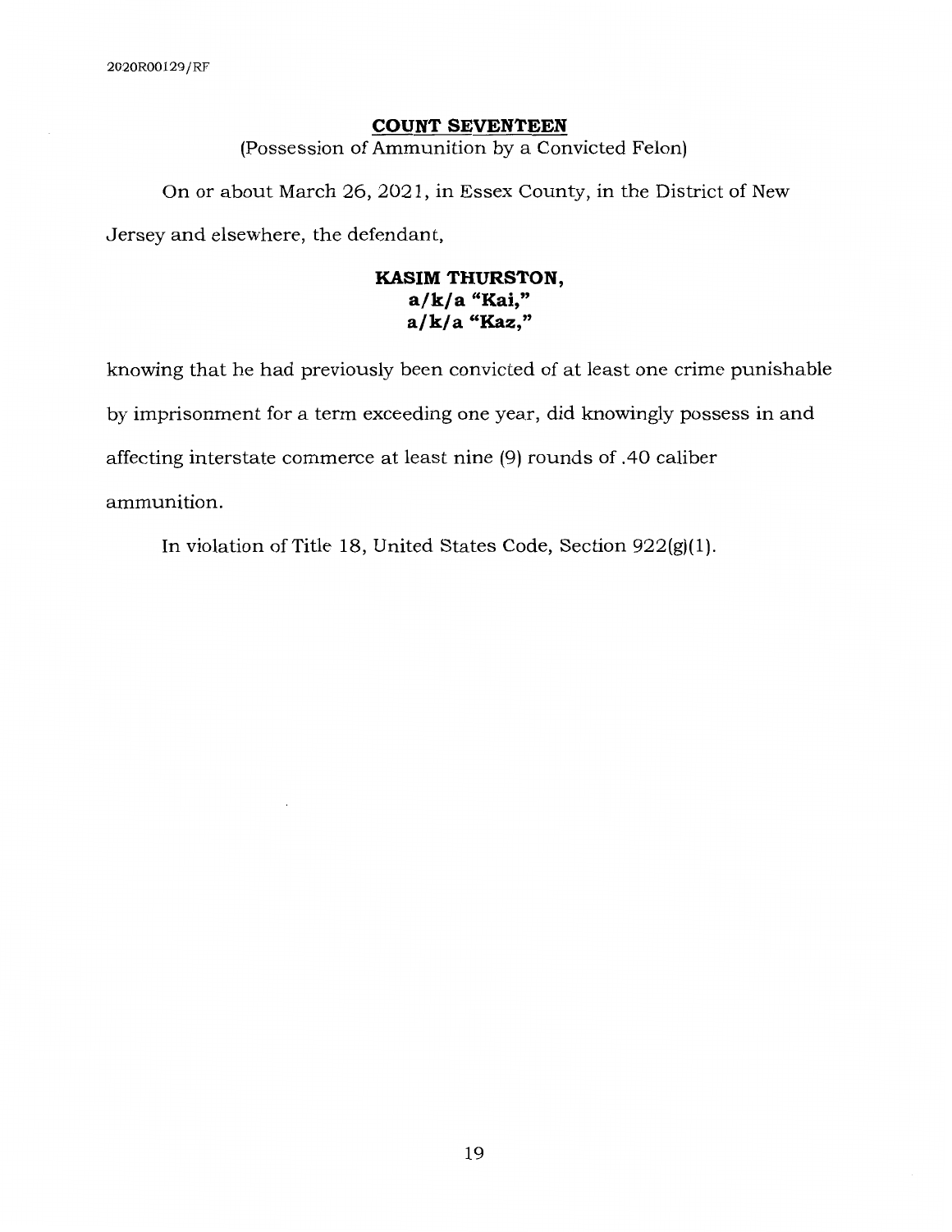## COUNT SEVENTEEN

(Possession of Ammunition by a Convicted Felon)

On or about March 26, 2021, in Essex County, in the District of New Jersey and elsewhere, the defendant,

**KASIM THURSTON,**
**a/k/a "Kai,"**
**a/k/a "Kaz,"**

knowing that he had previously been convicted of at least one crime punishable by imprisonment for a term exceeding one year, did knowingly possess in and affecting interstate commerce at least nine (9) rounds of .40 caliber ammunition.

In violation of Title 18, United States Code, Section 922(g)(1).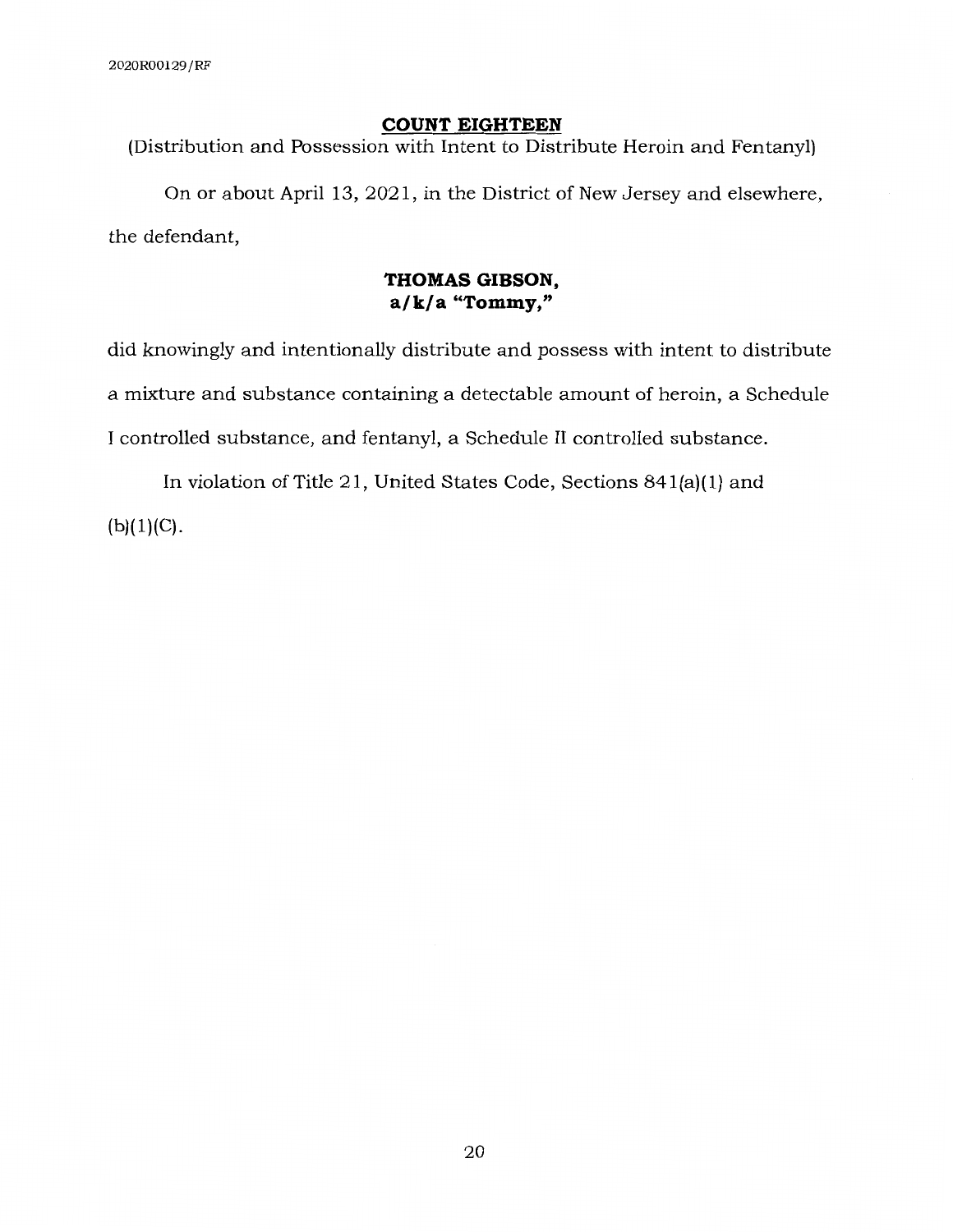## COUNT EIGHTEEN

(Distribution and Possession with Intent to Distribute Heroin and Fentanyl)

On or about April 13, 2021, in the District of New Jersey and elsewhere, the defendant,

**THOMAS GIBSON,**
**a/k/a "Tommy,"**

did knowingly and intentionally distribute and possess with intent to distribute a mixture and substance containing a detectable amount of heroin, a Schedule I controlled substance, and fentanyl, a Schedule II controlled substance.

In violation of Title 21, United States Code, Sections 841(a)(1) and (b)(1)(C).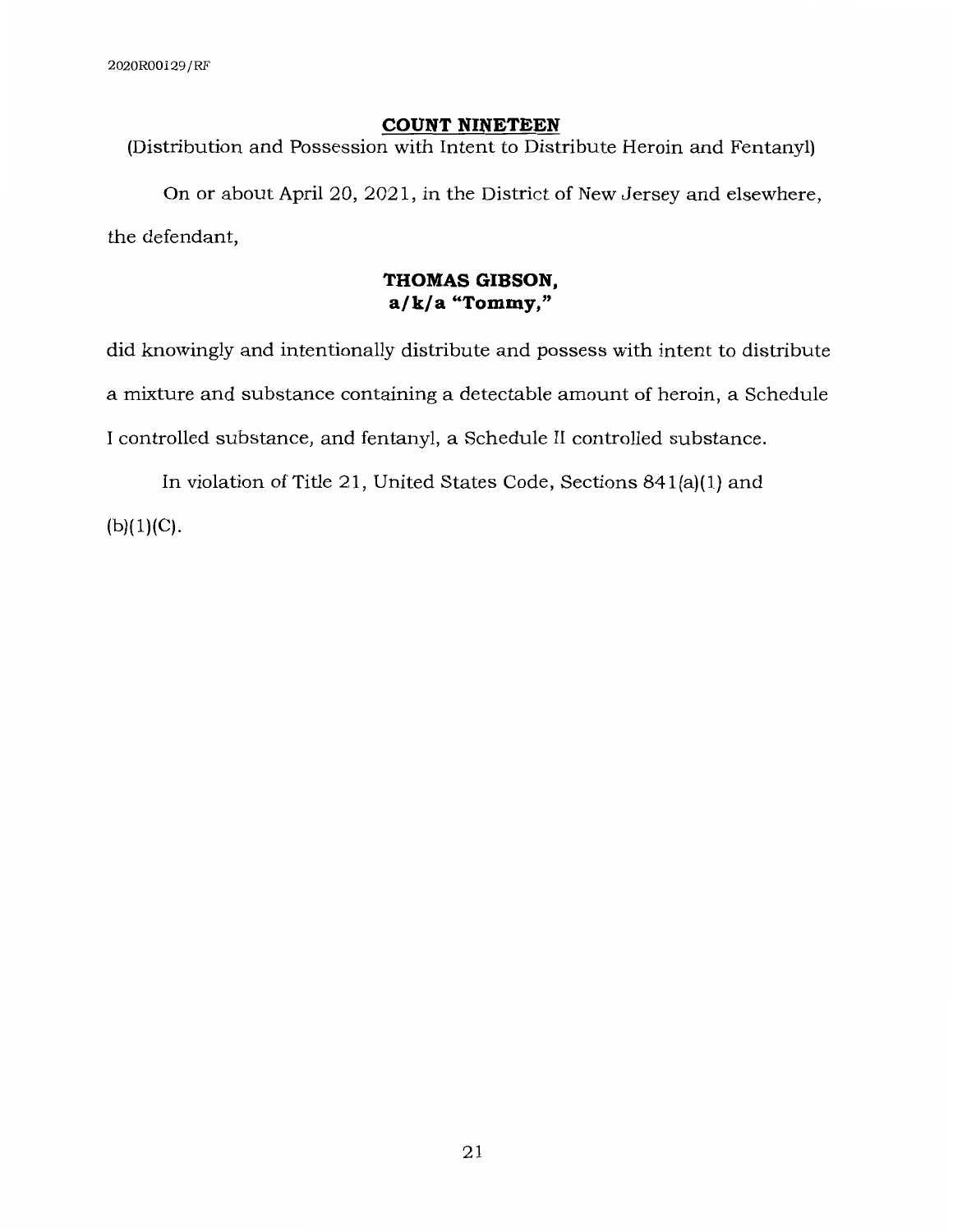## COUNT NINETEEN

(Distribution and Possession with Intent to Distribute Heroin and Fentanyl)

On or about April 20, 2021, in the District of New Jersey and elsewhere, the defendant,

**THOMAS GIBSON,**
**a/k/a "Tommy,"**

did knowingly and intentionally distribute and possess with intent to distribute a mixture and substance containing a detectable amount of heroin, a Schedule I controlled substance, and fentanyl, a Schedule II controlled substance.

In violation of Title 21, United States Code, Sections 841(a)(1) and (b)(1)(C).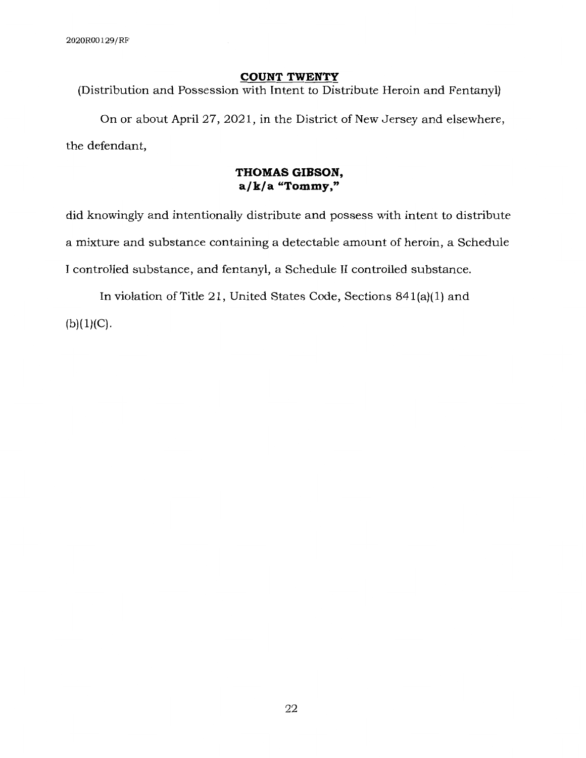## COUNT TWENTY

(Distribution and Possession with Intent to Distribute Heroin and Fentanyl)

On or about April 27, 2021, in the District of New Jersey and elsewhere, the defendant,

**THOMAS GIBSON,**
**a/k/a "Tommy,"**

did knowingly and intentionally distribute and possess with intent to distribute a mixture and substance containing a detectable amount of heroin, a Schedule I controlled substance, and fentanyl, a Schedule II controlled substance.

In violation of Title 21, United States Code, Sections 841(a)(1) and (b)(1)(C).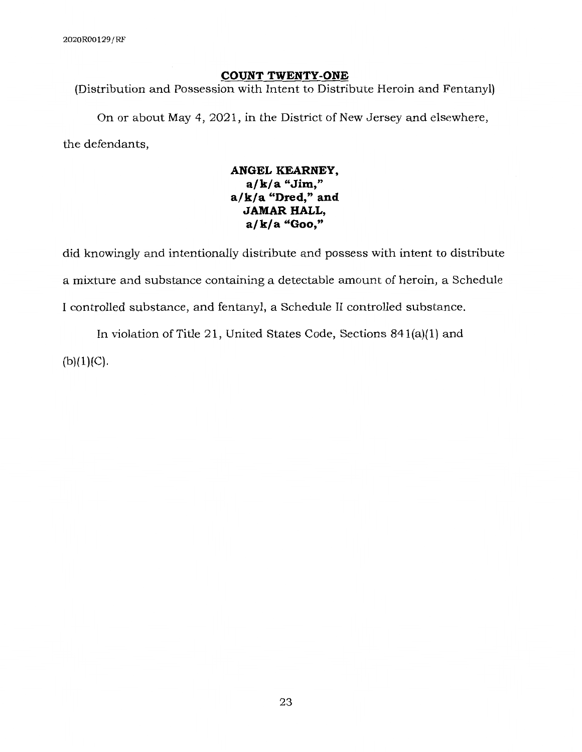## COUNT TWENTY-ONE

(Distribution and Possession with Intent to Distribute Heroin and Fentanyl)

On or about May 4, 2021, in the District of New Jersey and elsewhere, the defendants,

**ANGEL KEARNEY,**
**a/k/a "Jim,"**
**a/k/a "Dred," and**
**JAMAR HALL,**
**a/k/a "Goo,"**

did knowingly and intentionally distribute and possess with intent to distribute a mixture and substance containing a detectable amount of heroin, a Schedule I controlled substance, and fentanyl, a Schedule II controlled substance.

In violation of Title 21, United States Code, Sections 841(a)(1) and (b)(1)(C).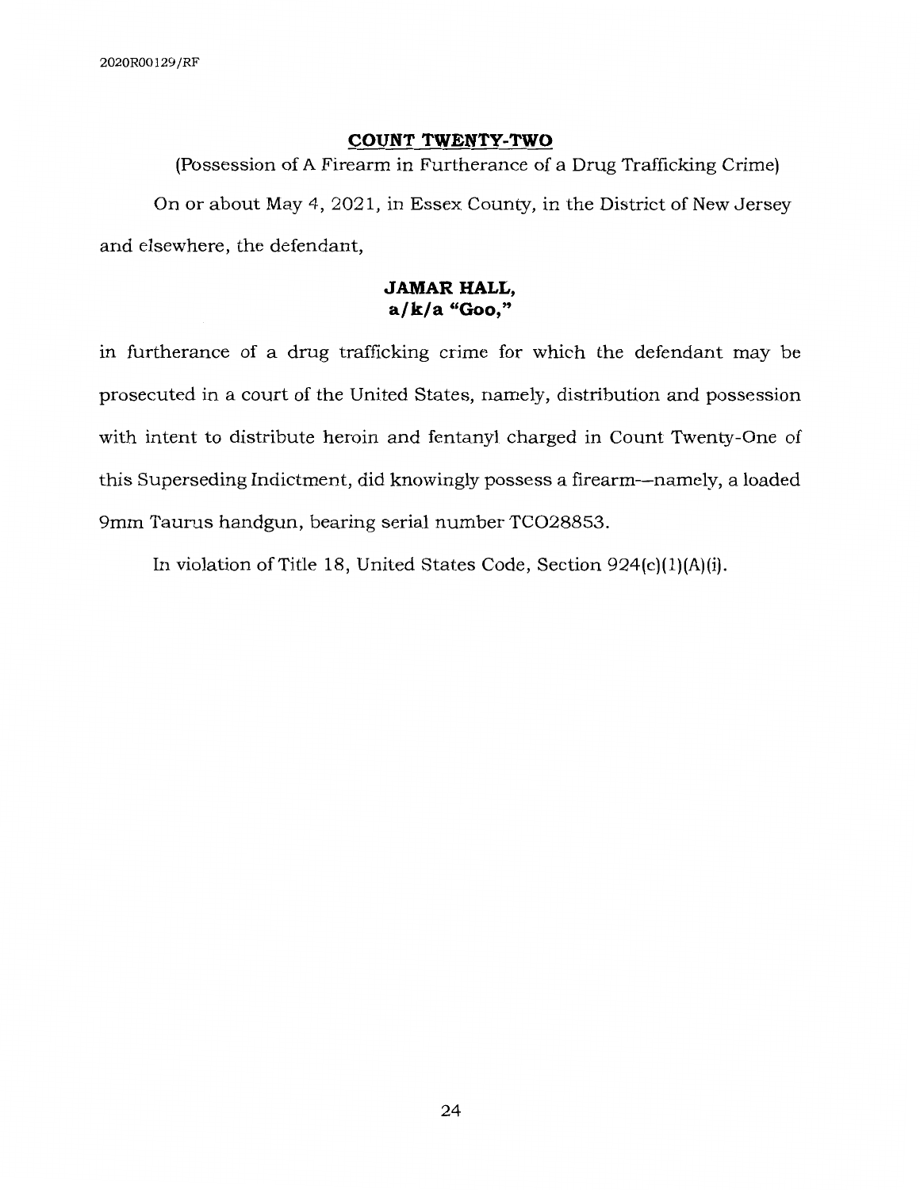## COUNT TWENTY-TWO

(Possession of A Firearm in Furtherance of a Drug Trafficking Crime)

On or about May 4, 2021, in Essex County, in the District of New Jersey and elsewhere, the defendant,

**JAMAR HALL,**
**a/k/a "Goo,"**

in furtherance of a drug trafficking crime for which the defendant may be prosecuted in a court of the United States, namely, distribution and possession with intent to distribute heroin and fentanyl charged in Count Twenty-One of this Superseding Indictment, did knowingly possess a firearm—namely, a loaded 9mm Taurus handgun, bearing serial number TCO28853.

In violation of Title 18, United States Code, Section 924(c)(1)(A)(i).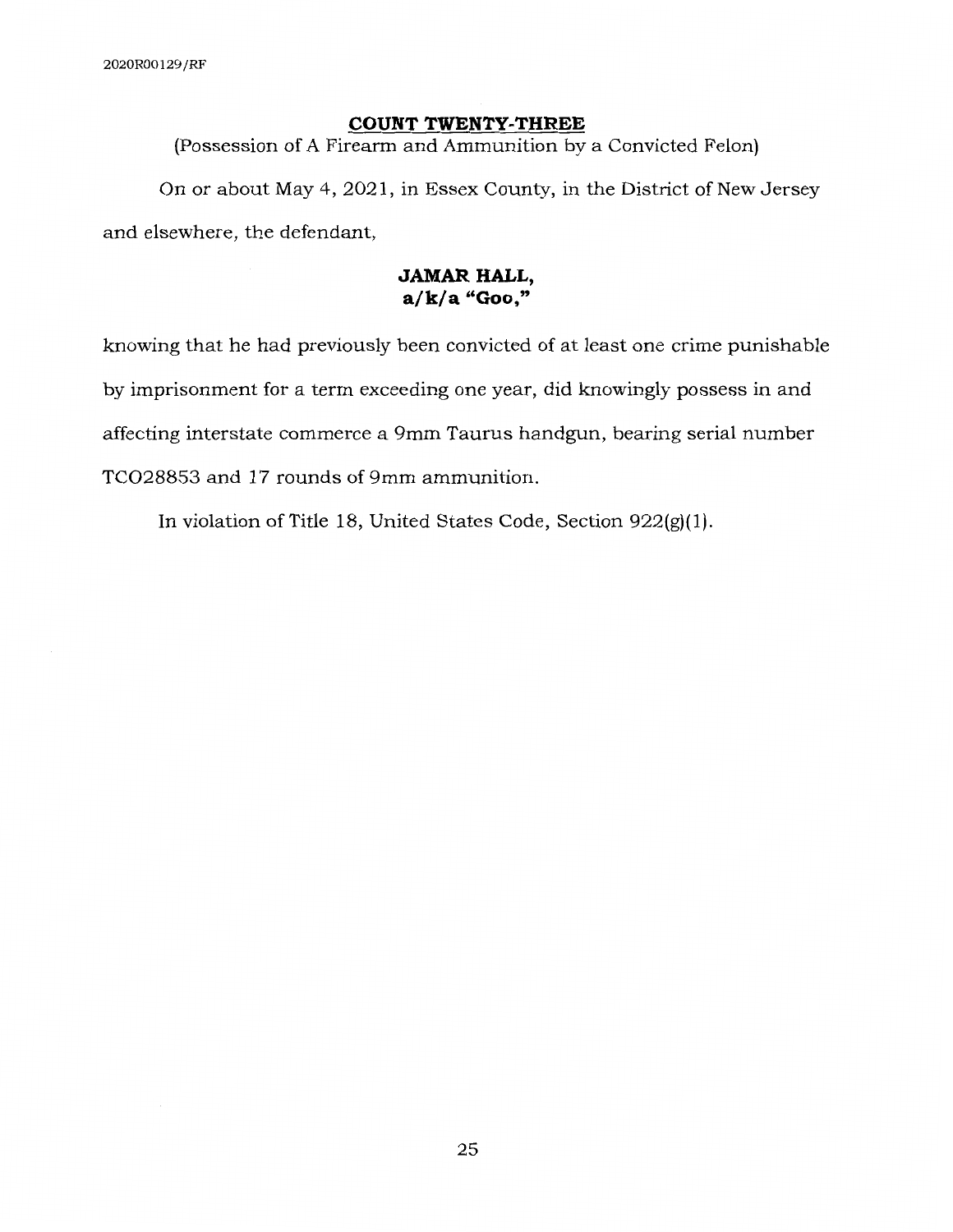## COUNT TWENTY-THREE

(Possession of A Firearm and Ammunition by a Convicted Felon)

On or about May 4, 2021, in Essex County, in the District of New Jersey and elsewhere, the defendant,

**JAMAR HALL,**
**a/k/a "Goo,"**

knowing that he had previously been convicted of at least one crime punishable by imprisonment for a term exceeding one year, did knowingly possess in and affecting interstate commerce a 9mm Taurus handgun, bearing serial number TCO28853 and 17 rounds of 9mm ammunition.

In violation of Title 18, United States Code, Section 922(g)(1).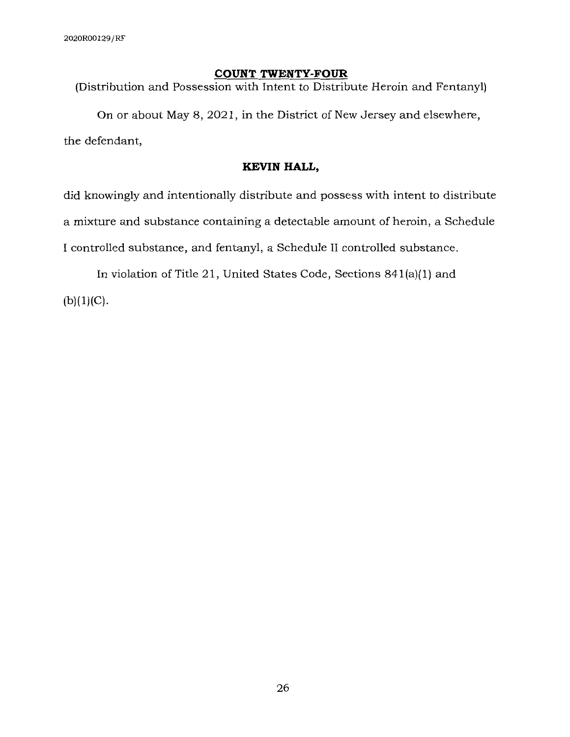## COUNT TWENTY-FOUR

(Distribution and Possession with Intent to Distribute Heroin and Fentanyl)

On or about May 8, 2021, in the District of New Jersey and elsewhere, the defendant,

**KEVIN HALL,**

did knowingly and intentionally distribute and possess with intent to distribute a mixture and substance containing a detectable amount of heroin, a Schedule I controlled substance, and fentanyl, a Schedule II controlled substance.

In violation of Title 21, United States Code, Sections 841(a)(1) and (b)(1)(C).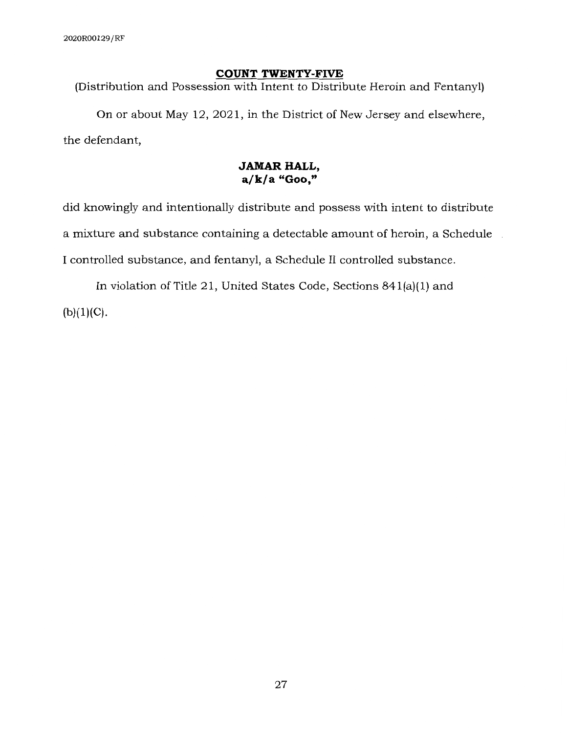## COUNT TWENTY-FIVE

(Distribution and Possession with Intent to Distribute Heroin and Fentanyl)

On or about May 12, 2021, in the District of New Jersey and elsewhere, the defendant,

**JAMAR HALL,**
**a/k/a "Goo,"**

did knowingly and intentionally distribute and possess with intent to distribute a mixture and substance containing a detectable amount of heroin, a Schedule I controlled substance, and fentanyl, a Schedule II controlled substance.

In violation of Title 21, United States Code, Sections 841(a)(1) and (b)(1)(C).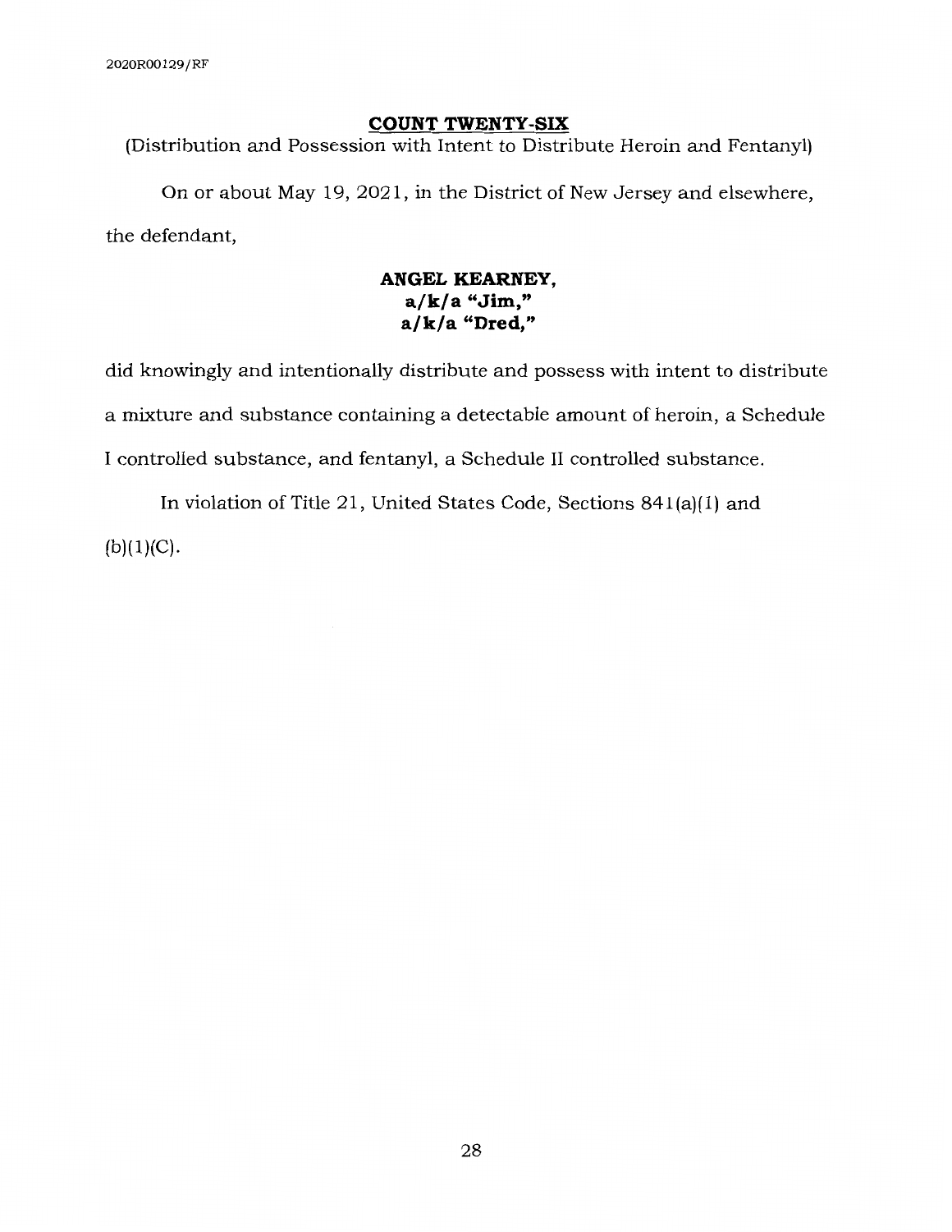## COUNT TWENTY-SIX

(Distribution and Possession with Intent to Distribute Heroin and Fentanyl)

On or about May 19, 2021, in the District of New Jersey and elsewhere, the defendant,

**ANGEL KEARNEY,**
**a/k/a "Jim,"**
**a/k/a "Dred,"**

did knowingly and intentionally distribute and possess with intent to distribute a mixture and substance containing a detectable amount of heroin, a Schedule I controlled substance, and fentanyl, a Schedule II controlled substance.

In violation of Title 21, United States Code, Sections 841(a)(1) and (b)(1)(C).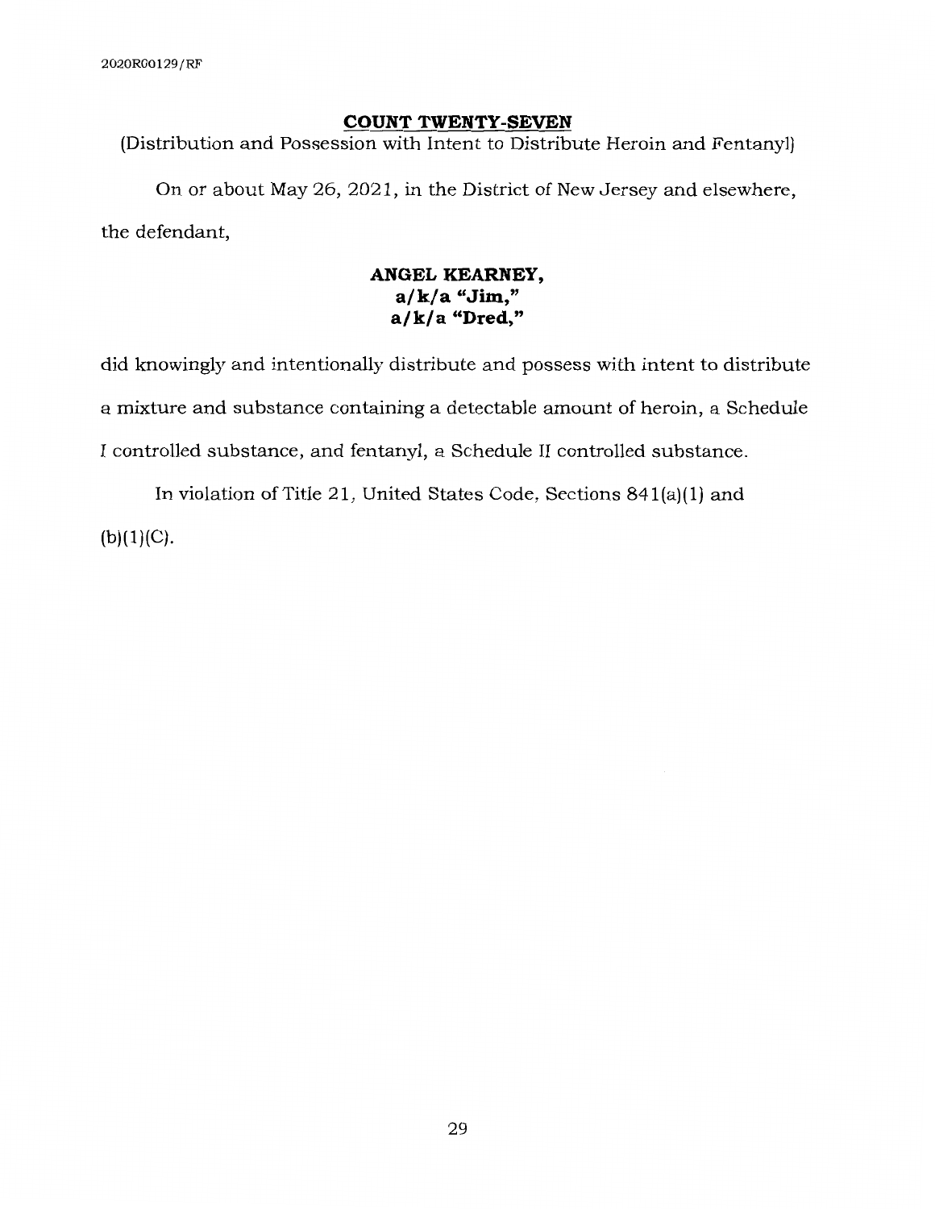## COUNT TWENTY-SEVEN

(Distribution and Possession with Intent to Distribute Heroin and Fentanyl)

On or about May 26, 2021, in the District of New Jersey and elsewhere, the defendant,

**ANGEL KEARNEY,**
**a/k/a "Jim,"**
**a/k/a "Dred,"**

did knowingly and intentionally distribute and possess with intent to distribute a mixture and substance containing a detectable amount of heroin, a Schedule I controlled substance, and fentanyl, a Schedule II controlled substance.

In violation of Title 21, United States Code, Sections 841(a)(1) and (b)(1)(C).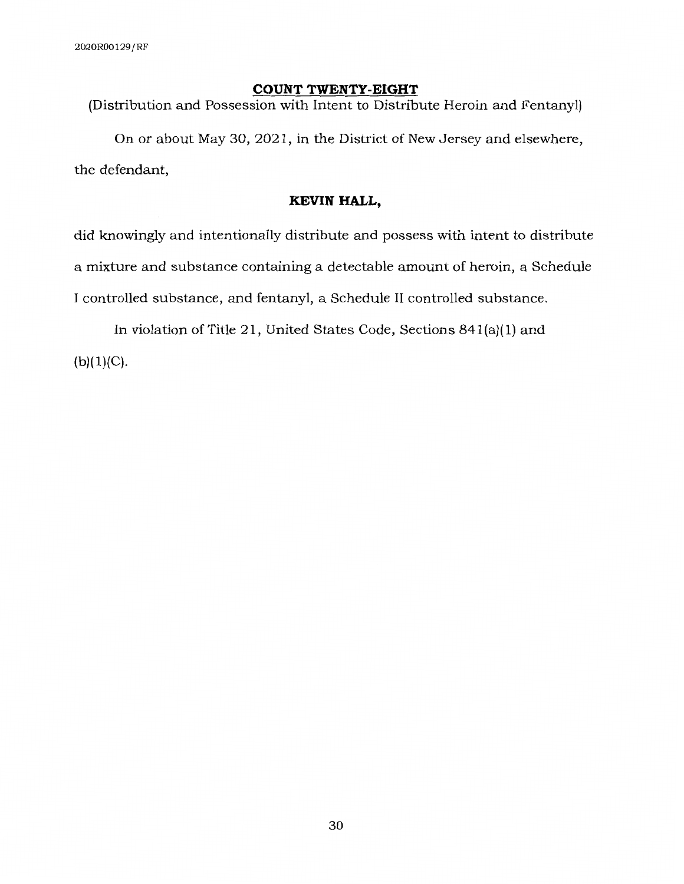## COUNT TWENTY-EIGHT

(Distribution and Possession with Intent to Distribute Heroin and Fentanyl)

On or about May 30, 2021, in the District of New Jersey and elsewhere, the defendant,

**KEVIN HALL,**

did knowingly and intentionally distribute and possess with intent to distribute a mixture and substance containing a detectable amount of heroin, a Schedule I controlled substance, and fentanyl, a Schedule II controlled substance.

In violation of Title 21, United States Code, Sections 841(a)(1) and (b)(1)(C).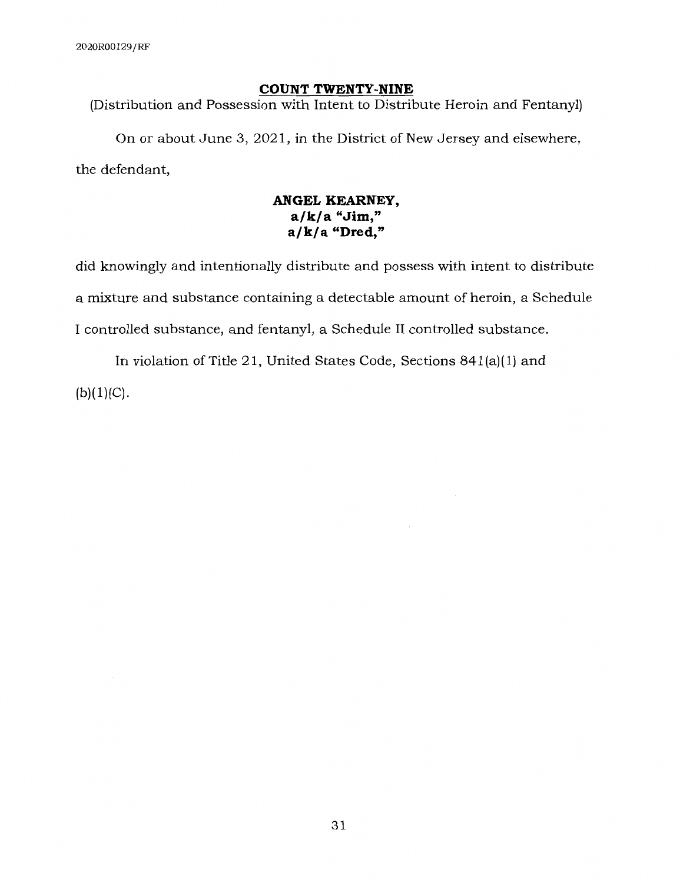## COUNT TWENTY-NINE

(Distribution and Possession with Intent to Distribute Heroin and Fentanyl)

On or about June 3, 2021, in the District of New Jersey and elsewhere, the defendant,

**ANGEL KEARNEY,**
**a/k/a "Jim,"**
**a/k/a "Dred,"**

did knowingly and intentionally distribute and possess with intent to distribute a mixture and substance containing a detectable amount of heroin, a Schedule I controlled substance, and fentanyl, a Schedule II controlled substance.

In violation of Title 21, United States Code, Sections 841(a)(1) and (b)(1)(C).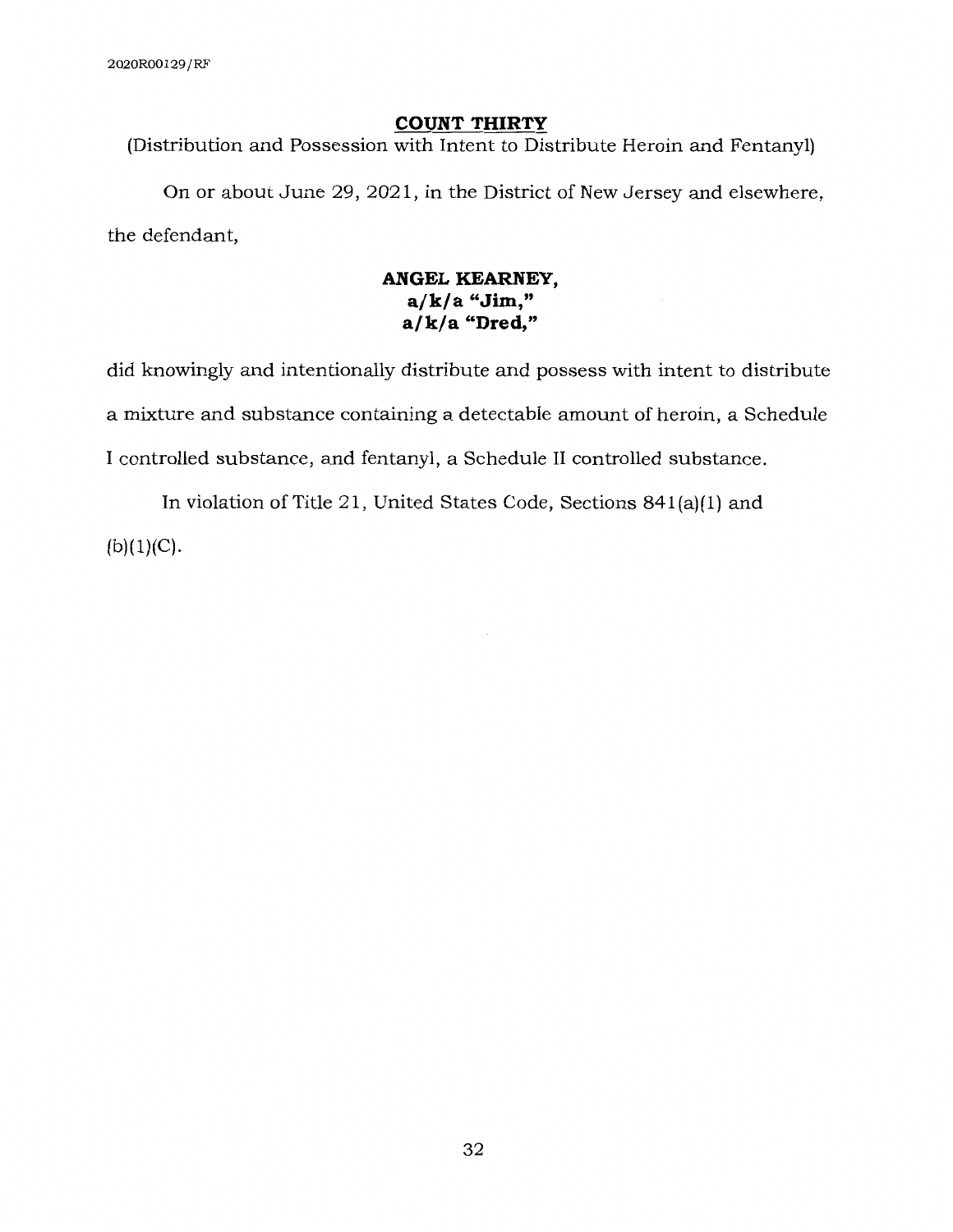## COUNT THIRTY

(Distribution and Possession with Intent to Distribute Heroin and Fentanyl)

On or about June 29, 2021, in the District of New Jersey and elsewhere, the defendant,

**ANGEL KEARNEY,**
**a/k/a "Jim,"**
**a/k/a "Dred,"**

did knowingly and intentionally distribute and possess with intent to distribute a mixture and substance containing a detectable amount of heroin, a Schedule I controlled substance, and fentanyl, a Schedule II controlled substance.

In violation of Title 21, United States Code, Sections 841(a)(1) and (b)(1)(C).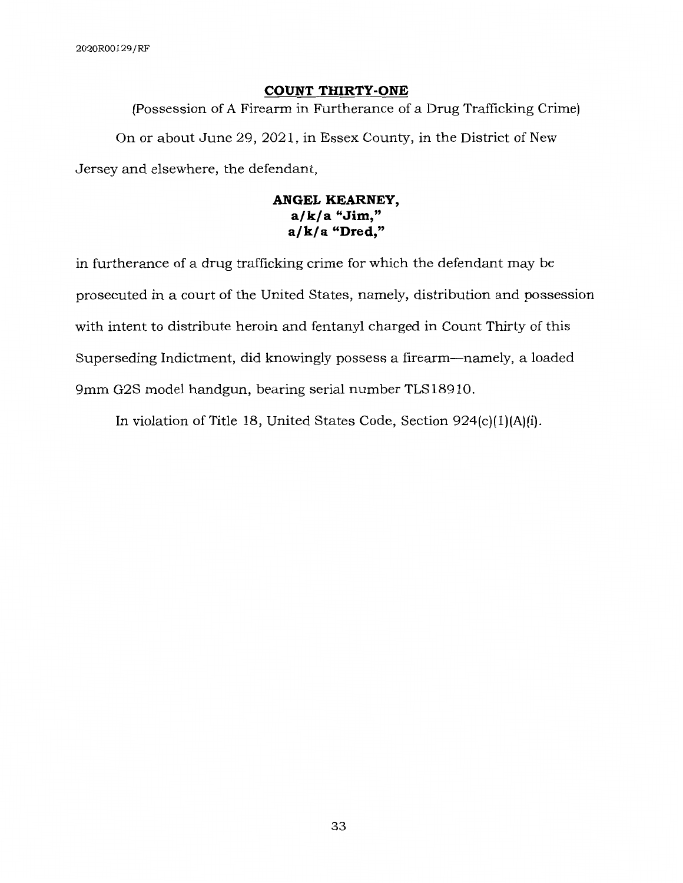## COUNT THIRTY-ONE

(Possession of A Firearm in Furtherance of a Drug Trafficking Crime)

On or about June 29, 2021, in Essex County, in the District of New Jersey and elsewhere, the defendant,

**ANGEL KEARNEY,**
**a/k/a "Jim,"**
**a/k/a "Dred,"**

in furtherance of a drug trafficking crime for which the defendant may be prosecuted in a court of the United States, namely, distribution and possession with intent to distribute heroin and fentanyl charged in Count Thirty of this Superseding Indictment, did knowingly possess a firearm—namely, a loaded 9mm G2S model handgun, bearing serial number TLS18910.

In violation of Title 18, United States Code, Section 924(c)(1)(A)(i).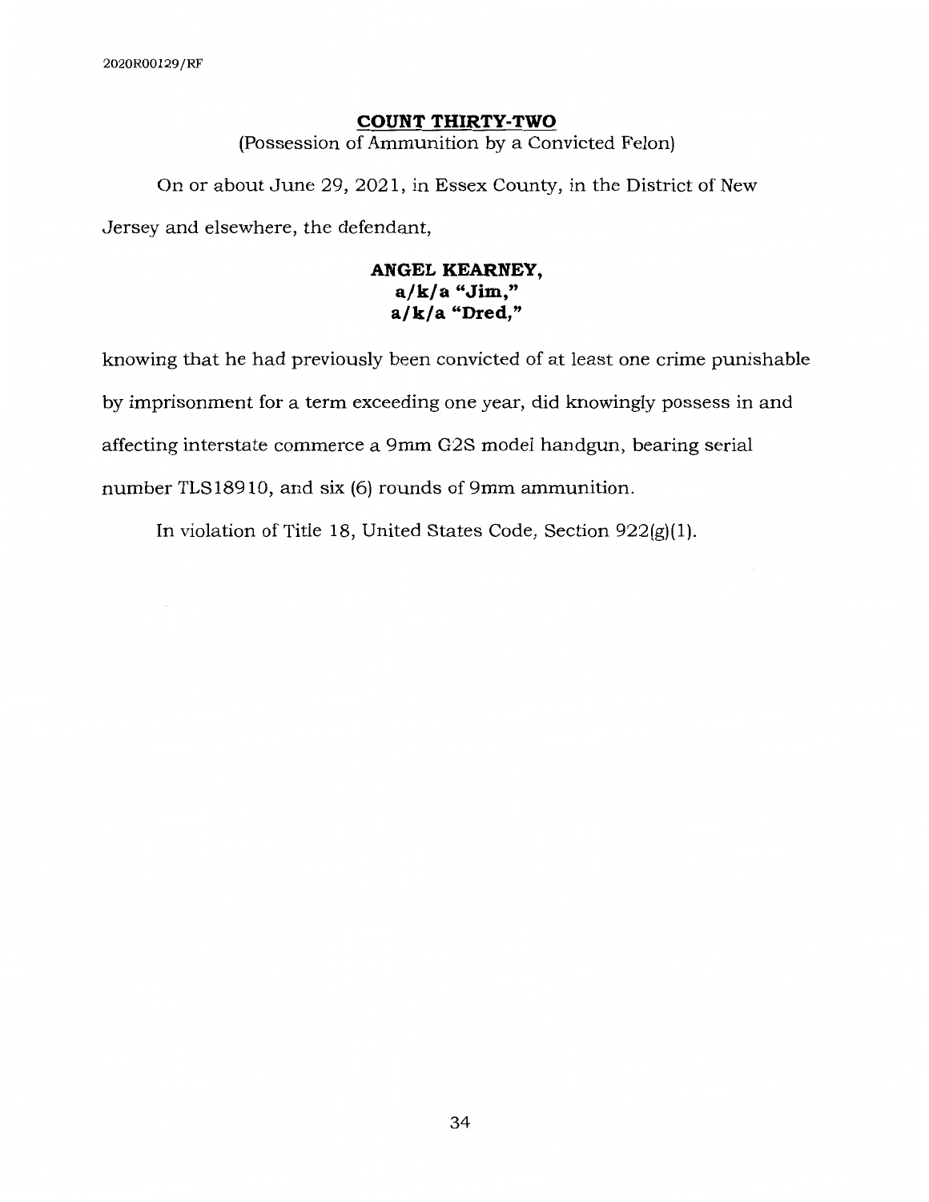## COUNT THIRTY-TWO

(Possession of Ammunition by a Convicted Felon)

On or about June 29, 2021, in Essex County, in the District of New Jersey and elsewhere, the defendant,

**ANGEL KEARNEY,**
**a/k/a "Jim,"**
**a/k/a "Dred,"**

knowing that he had previously been convicted of at least one crime punishable by imprisonment for a term exceeding one year, did knowingly possess in and affecting interstate commerce a 9mm G2S model handgun, bearing serial number TLS18910, and six (6) rounds of 9mm ammunition.

In violation of Title 18, United States Code, Section 922(g)(1).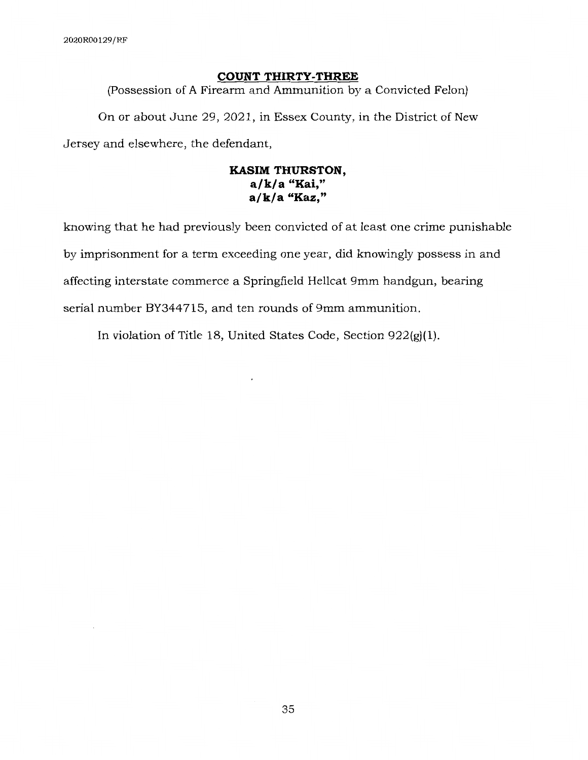## COUNT THIRTY-THREE

(Possession of A Firearm and Ammunition by a Convicted Felon)

On or about June 29, 2021, in Essex County, in the District of New Jersey and elsewhere, the defendant,

**KASIM THURSTON,**
**a/k/a "Kai,"**
**a/k/a "Kaz,"**

knowing that he had previously been convicted of at least one crime punishable by imprisonment for a term exceeding one year, did knowingly possess in and affecting interstate commerce a Springfield Hellcat 9mm handgun, bearing serial number BY344715, and ten rounds of 9mm ammunition.

In violation of Title 18, United States Code, Section 922(g)(1).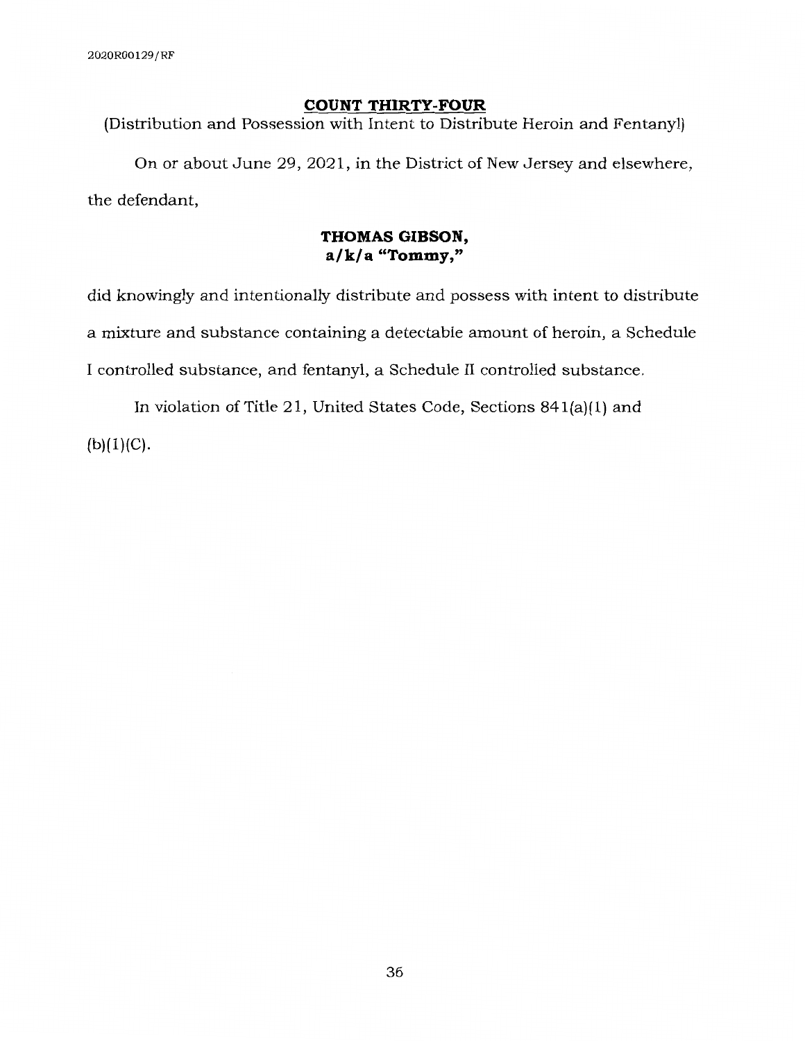## COUNT THIRTY-FOUR

(Distribution and Possession with Intent to Distribute Heroin and Fentanyl)

On or about June 29, 2021, in the District of New Jersey and elsewhere, the defendant,

**THOMAS GIBSON,**
**a/k/a "Tommy,"**

did knowingly and intentionally distribute and possess with intent to distribute a mixture and substance containing a detectable amount of heroin, a Schedule I controlled substance, and fentanyl, a Schedule II controlled substance.

In violation of Title 21, United States Code, Sections 841(a)(1) and (b)(1)(C).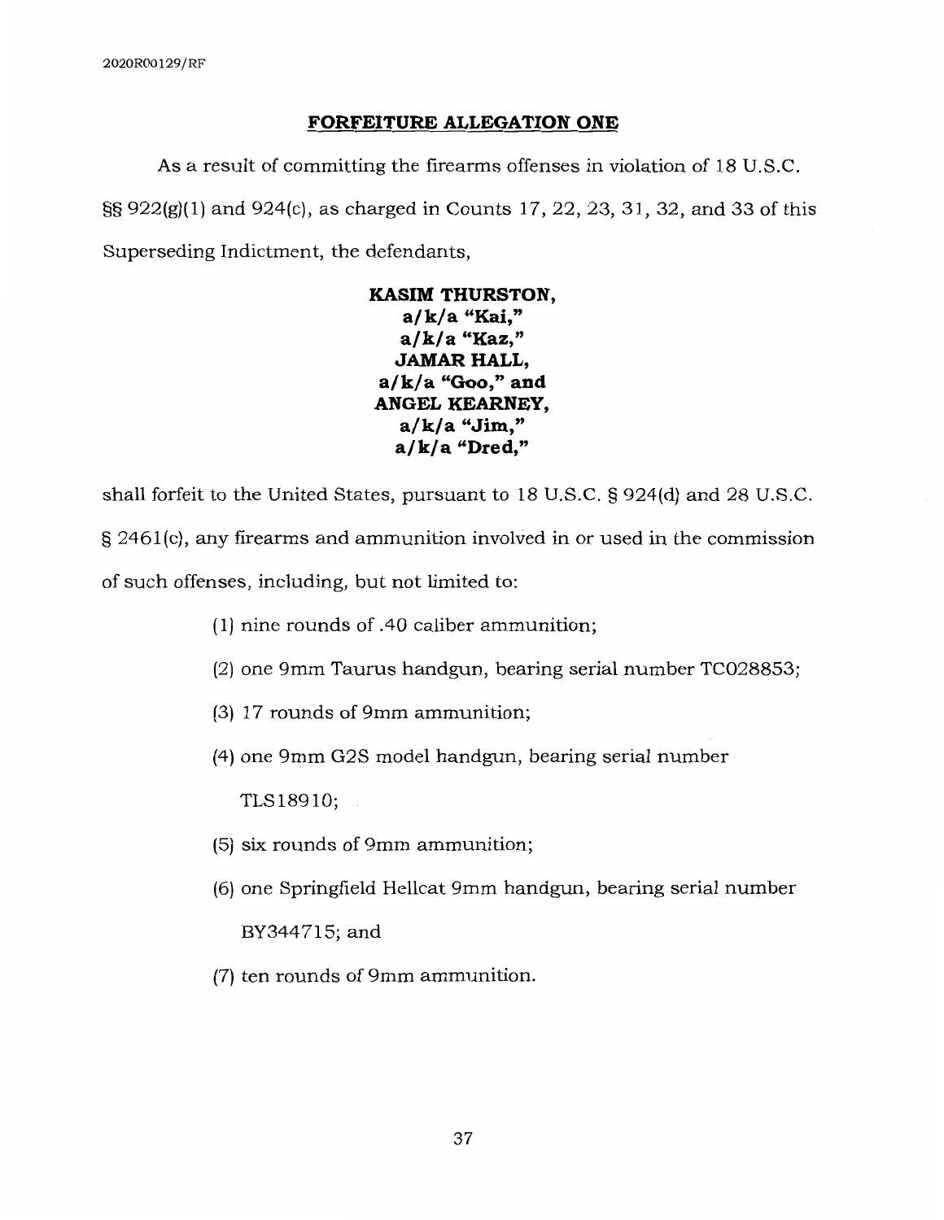## FORFEITURE ALLEGATION ONE

As a result of committing the firearms offenses in violation of 18 U.S.C. §§ 922(g)(1) and 924(c), as charged in Counts 17, 22, 23, 31, 32, and 33 of this Superseding Indictment, the defendants,

**KASIM THURSTON,**
**a/k/a "Kai,"**
**a/k/a "Kaz,"**
**JAMAR HALL,**
**a/k/a "Goo," and**
**ANGEL KEARNEY,**
**a/k/a "Jim,"**
**a/k/a "Dred,"**

shall forfeit to the United States, pursuant to 18 U.S.C. § 924(d) and 28 U.S.C. § 2461(c), any firearms and ammunition involved in or used in the commission of such offenses, including, but not limited to:

(1) nine rounds of .40 caliber ammunition;

(2) one 9mm Taurus handgun, bearing serial number TC028853;

(3) 17 rounds of 9mm ammunition;

(4) one 9mm G2S model handgun, bearing serial number TLS18910;

(5) six rounds of 9mm ammunition;

(6) one Springfield Hellcat 9mm handgun, bearing serial number BY344715; and

(7) ten rounds of 9mm ammunition.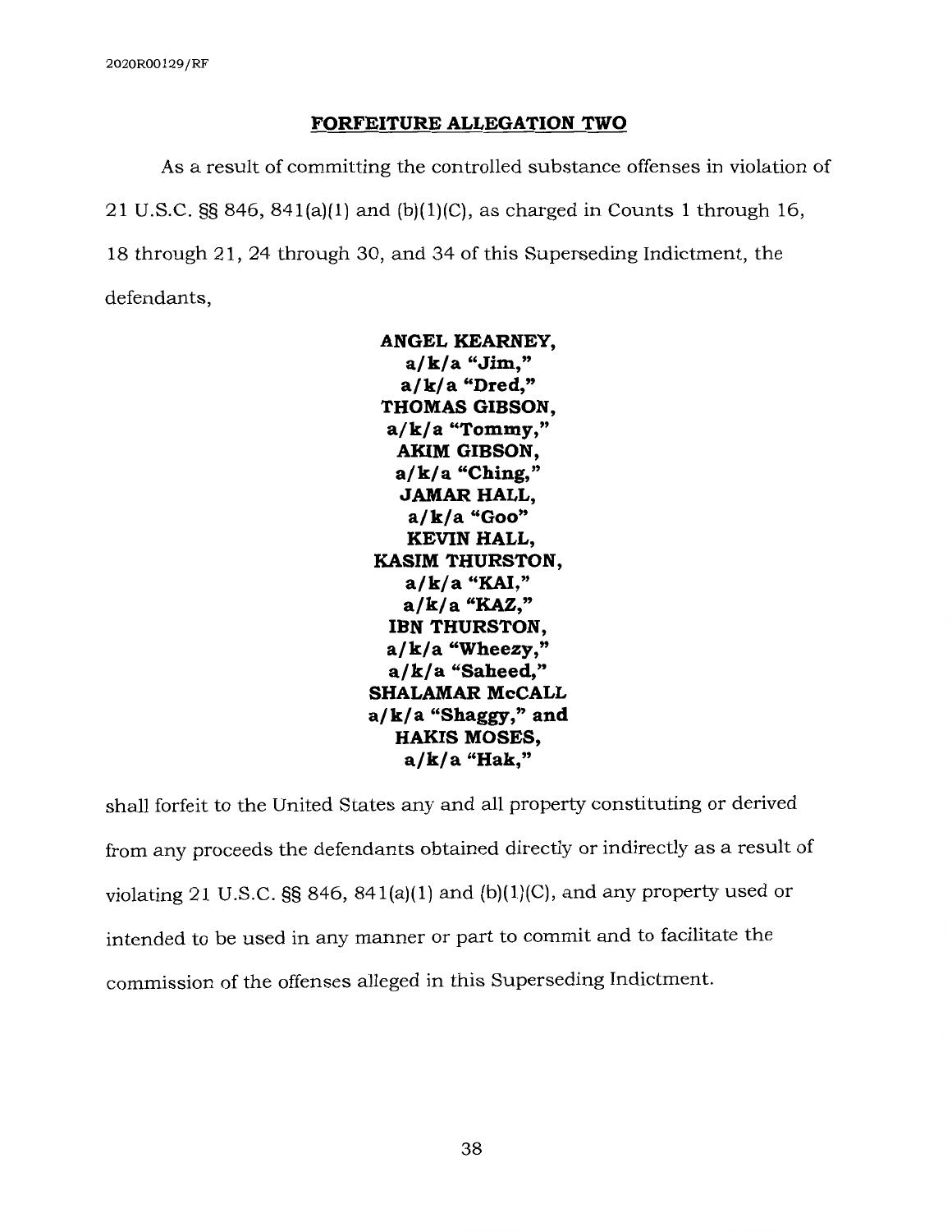## FORFEITURE ALLEGATION TWO

As a result of committing the controlled substance offenses in violation of 21 U.S.C. §§ 846, 841(a)(1) and (b)(1)(C), as charged in Counts 1 through 16, 18 through 21, 24 through 30, and 34 of this Superseding Indictment, the defendants,

**ANGEL KEARNEY,**
**a/k/a "Jim,"**
**a/k/a "Dred,"**
**THOMAS GIBSON,**
**a/k/a "Tommy,"**
**AKIM GIBSON,**
**a/k/a "Ching,"**
**JAMAR HALL,**
**a/k/a "Goo"**
**KEVIN HALL,**
**KASIM THURSTON,**
**a/k/a "KAI,"**
**a/k/a "KAZ,"**
**IBN THURSTON,**
**a/k/a "Wheezy,"**
**a/k/a "Saheed,"**
**SHALAMAR McCALL**
**a/k/a "Shaggy," and**
**HAKIS MOSES,**
**a/k/a "Hak,"**

shall forfeit to the United States any and all property constituting or derived from any proceeds the defendants obtained directly or indirectly as a result of violating 21 U.S.C. §§ 846, 841(a)(1) and (b)(1)(C), and any property used or intended to be used in any manner or part to commit and to facilitate the commission of the offenses alleged in this Superseding Indictment.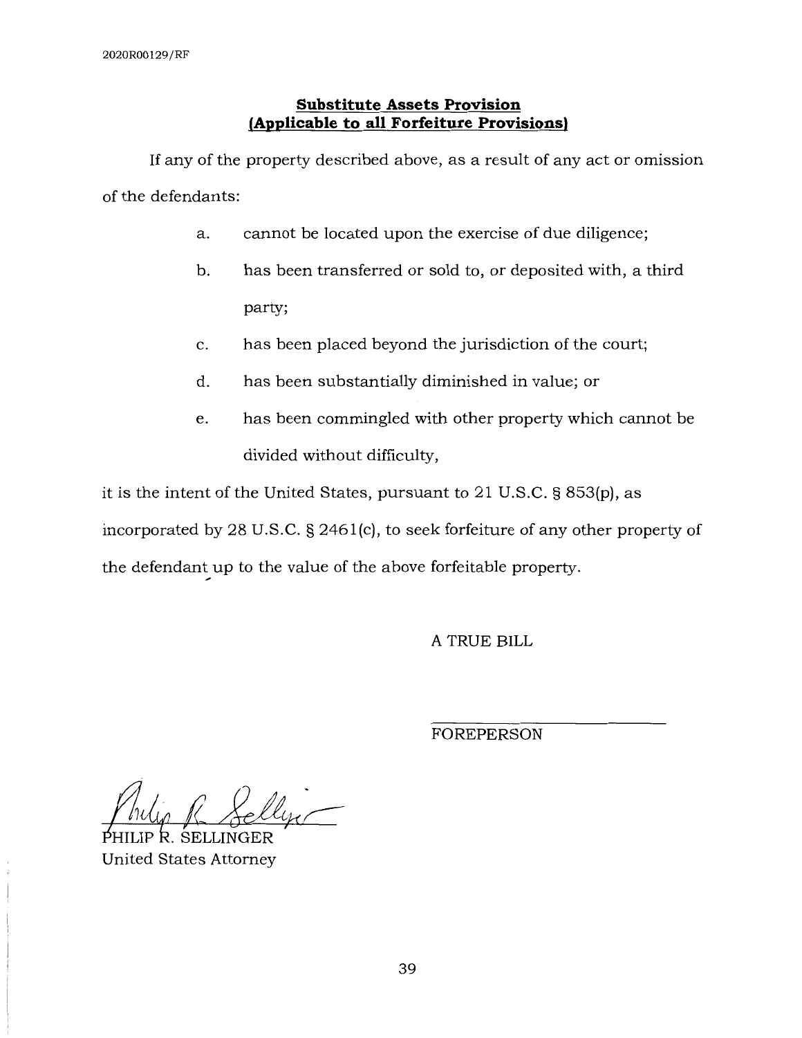2020R00129/RF

**Substitute Assets Provision**
**(Applicable to all Forfeiture Provisions)**

If any of the property described above, as a result of any act or omission of the defendants:

a. cannot be located upon the exercise of due diligence;

b. has been transferred or sold to, or deposited with, a third party;

c. has been placed beyond the jurisdiction of the court;

d. has been substantially diminished in value; or

e. has been commingled with other property which cannot be divided without difficulty,

it is the intent of the United States, pursuant to 21 U.S.C. § 853(p), as incorporated by 28 U.S.C. § 2461(c), to seek forfeiture of any other property of the defendant up to the value of the above forfeitable property.

A TRUE BILL

\_\_\_\_\_\_\_\_\_\_\_\_\_\_\_\_\_\_\_\_\_\_\_\_
FOREPERSON

PHILIP R. SELLINGER
United States Attorney